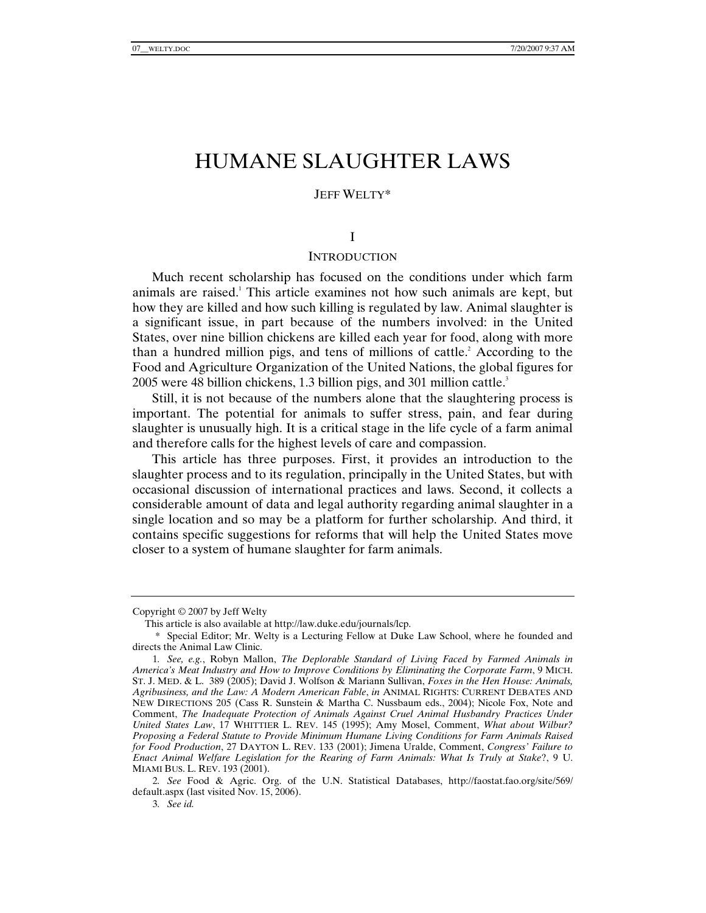# HUMANE SLAUGHTER LAWS

JEFF WELTY*

## I

## INTRODUCTION

Much recent scholarship has focused on the conditions under which farm animals are raised.[1] This article examines not how such animals are kept, but how they are killed and how such killing is regulated by law. Animal slaughter is a significant issue, in part because of the numbers involved: in the United States, over nine billion chickens are killed each year for food, along with more than a hundred million pigs, and tens of millions of cattle.[2] According to the Food and Agriculture Organization of the United Nations, the global figures for 2005 were 48 billion chickens, 1.3 billion pigs, and 301 million cattle.[3]

Still, it is not because of the numbers alone that the slaughtering process is important. The potential for animals to suffer stress, pain, and fear during slaughter is unusually high. It is a critical stage in the life cycle of a farm animal and therefore calls for the highest levels of care and compassion.

This article has three purposes. First, it provides an introduction to the slaughter process and to its regulation, principally in the United States, but with occasional discussion of international practices and laws. Second, it collects a considerable amount of data and legal authority regarding animal slaughter in a single location and so may be a platform for further scholarship. And third, it contains specific suggestions for reforms that will help the United States move closer to a system of humane slaughter for farm animals.

---

Copyright © 2007 by Jeff Welty

This article is also available at http://law.duke.edu/journals/lcp.

\* Special Editor; Mr. Welty is a Lecturing Fellow at Duke Law School, where he founded and directs the Animal Law Clinic.

1. *See, e.g.*, Robyn Mallon, *The Deplorable Standard of Living Faced by Farmed Animals in America's Meat Industry and How to Improve Conditions by Eliminating the Corporate Farm*, 9 MICH. ST. J. MED. & L. 389 (2005); David J. Wolfson & Mariann Sullivan, *Foxes in the Hen House: Animals, Agribusiness, and the Law: A Modern American Fable*, *in* ANIMAL RIGHTS: CURRENT DEBATES AND NEW DIRECTIONS 205 (Cass R. Sunstein & Martha C. Nussbaum eds., 2004); Nicole Fox, Note and Comment, *The Inadequate Protection of Animals Against Cruel Animal Husbandry Practices Under United States Law*, 17 WHITTIER L. REV. 145 (1995); Amy Mosel, Comment, *What about Wilbur? Proposing a Federal Statute to Provide Minimum Humane Living Conditions for Farm Animals Raised for Food Production*, 27 DAYTON L. REV. 133 (2001); Jimena Uralde, Comment, *Congress' Failure to Enact Animal Welfare Legislation for the Rearing of Farm Animals: What Is Truly at Stake*?, 9 U. MIAMI BUS. L. REV. 193 (2001).

2. *See* Food & Agric. Org. of the U.N. Statistical Databases, http://faostat.fao.org/site/569/default.aspx (last visited Nov. 15, 2006).

3. *See id.*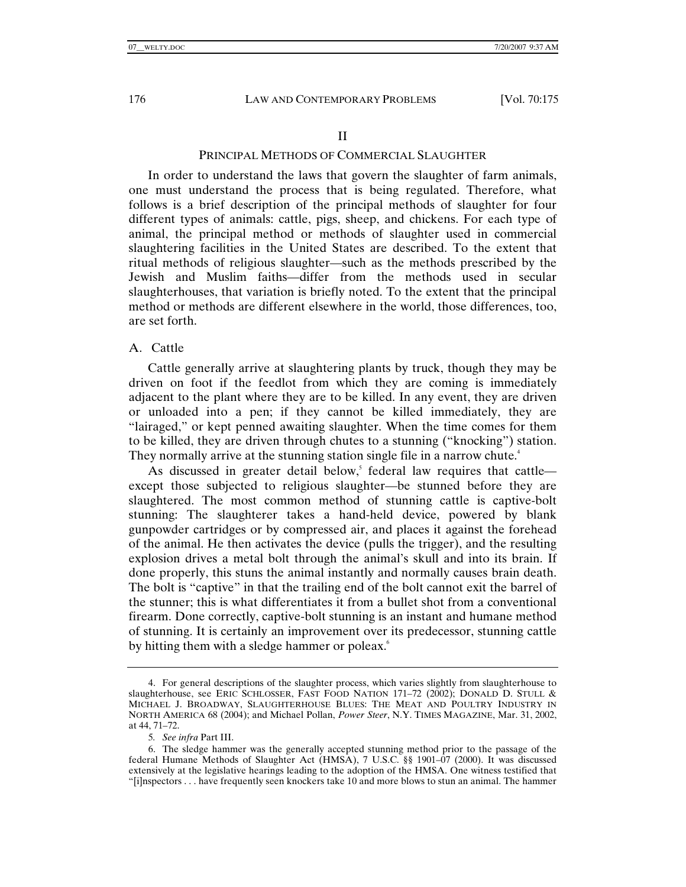## II

## PRINCIPAL METHODS OF COMMERCIAL SLAUGHTER

In order to understand the laws that govern the slaughter of farm animals, one must understand the process that is being regulated. Therefore, what follows is a brief description of the principal methods of slaughter for four different types of animals: cattle, pigs, sheep, and chickens. For each type of animal, the principal method or methods of slaughter used in commercial slaughtering facilities in the United States are described. To the extent that ritual methods of religious slaughter—such as the methods prescribed by the Jewish and Muslim faiths—differ from the methods used in secular slaughterhouses, that variation is briefly noted. To the extent that the principal method or methods are different elsewhere in the world, those differences, too, are set forth.

### A. Cattle

Cattle generally arrive at slaughtering plants by truck, though they may be driven on foot if the feedlot from which they are coming is immediately adjacent to the plant where they are to be killed. In any event, they are driven or unloaded into a pen; if they cannot be killed immediately, they are "lairaged," or kept penned awaiting slaughter. When the time comes for them to be killed, they are driven through chutes to a stunning ("knocking") station. They normally arrive at the stunning station single file in a narrow chute.[4]

As discussed in greater detail below,[5] federal law requires that cattle—except those subjected to religious slaughter—be stunned before they are slaughtered. The most common method of stunning cattle is captive-bolt stunning: The slaughterer takes a hand-held device, powered by blank gunpowder cartridges or by compressed air, and places it against the forehead of the animal. He then activates the device (pulls the trigger), and the resulting explosion drives a metal bolt through the animal's skull and into its brain. If done properly, this stuns the animal instantly and normally causes brain death. The bolt is "captive" in that the trailing end of the bolt cannot exit the barrel of the stunner; this is what differentiates it from a bullet shot from a conventional firearm. Done correctly, captive-bolt stunning is an instant and humane method of stunning. It is certainly an improvement over its predecessor, stunning cattle by hitting them with a sledge hammer or poleax.[6]

---

4. For general descriptions of the slaughter process, which varies slightly from slaughterhouse to slaughterhouse, see ERIC SCHLOSSER, FAST FOOD NATION 171–72 (2002); DONALD D. STULL & MICHAEL J. BROADWAY, SLAUGHTERHOUSE BLUES: THE MEAT AND POULTRY INDUSTRY IN NORTH AMERICA 68 (2004); and Michael Pollan, *Power Steer*, N.Y. TIMES MAGAZINE, Mar. 31, 2002, at 44, 71–72.

5. *See infra* Part III.

6. The sledge hammer was the generally accepted stunning method prior to the passage of the federal Humane Methods of Slaughter Act (HMSA), 7 U.S.C. §§ 1901–07 (2000). It was discussed extensively at the legislative hearings leading to the adoption of the HMSA. One witness testified that "[i]nspectors . . . have frequently seen knockers take 10 and more blows to stun an animal. The hammer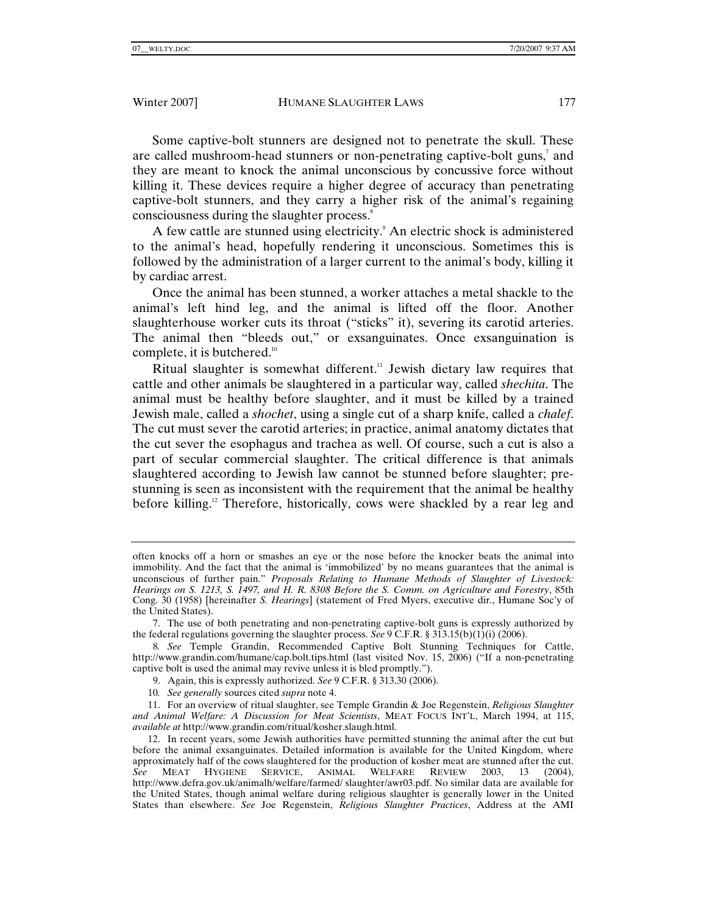Some captive-bolt stunners are designed not to penetrate the skull. These are called mushroom-head stunners or non-penetrating captive-bolt guns,[7] and they are meant to knock the animal unconscious by concussive force without killing it. These devices require a higher degree of accuracy than penetrating captive-bolt stunners, and they carry a higher risk of the animal's regaining consciousness during the slaughter process.[8]

A few cattle are stunned using electricity.[9] An electric shock is administered to the animal's head, hopefully rendering it unconscious. Sometimes this is followed by the administration of a larger current to the animal's body, killing it by cardiac arrest.

Once the animal has been stunned, a worker attaches a metal shackle to the animal's left hind leg, and the animal is lifted off the floor. Another slaughterhouse worker cuts its throat ("sticks" it), severing its carotid arteries. The animal then "bleeds out," or exsanguinates. Once exsanguination is complete, it is butchered.[10]

Ritual slaughter is somewhat different.[11] Jewish dietary law requires that cattle and other animals be slaughtered in a particular way, called *shechita*. The animal must be healthy before slaughter, and it must be killed by a trained Jewish male, called a *shochet*, using a single cut of a sharp knife, called a *chalef*. The cut must sever the carotid arteries; in practice, animal anatomy dictates that the cut sever the esophagus and trachea as well. Of course, such a cut is also a part of secular commercial slaughter. The critical difference is that animals slaughtered according to Jewish law cannot be stunned before slaughter; pre-stunning is seen as inconsistent with the requirement that the animal be healthy before killing.[12] Therefore, historically, cows were shackled by a rear leg and

---

often knocks off a horn or smashes an eye or the nose before the knocker beats the animal into immobility. And the fact that the animal is 'immobilized' by no means guarantees that the animal is unconscious of further pain." *Proposals Relating to Humane Methods of Slaughter of Livestock: Hearings on S. 1213, S. 1497, and H. R. 8308 Before the S. Comm. on Agriculture and Forestry*, 85th Cong. 30 (1958) [hereinafter *S. Hearings*] (statement of Fred Myers, executive dir., Humane Soc'y of the United States).

7. The use of both penetrating and non-penetrating captive-bolt guns is expressly authorized by the federal regulations governing the slaughter process. *See* 9 C.F.R. § 313.15(b)(1)(i) (2006).

8. *See* Temple Grandin, Recommended Captive Bolt Stunning Techniques for Cattle, http://www.grandin.com/humane/cap.bolt.tips.html (last visited Nov. 15, 2006) ("If a non-penetrating captive bolt is used the animal may revive unless it is bled promptly.").

9. Again, this is expressly authorized. *See* 9 C.F.R. § 313.30 (2006).

10. *See generally* sources cited *supra* note 4.

11. For an overview of ritual slaughter, see Temple Grandin & Joe Regenstein, *Religious Slaughter and Animal Welfare: A Discussion for Meat Scientists*, MEAT FOCUS INT'L, March 1994, at 115, *available at* http://www.grandin.com/ritual/kosher.slaugh.html.

12. In recent years, some Jewish authorities have permitted stunning the animal after the cut but before the animal exsanguinates. Detailed information is available for the United Kingdom, where approximately half of the cows slaughtered for the production of kosher meat are stunned after the cut. *See* MEAT HYGIENE SERVICE, ANIMAL WELFARE REVIEW 2003, 13 (2004), http://www.defra.gov.uk/animalh/welfare/farmed/ slaughter/awr03.pdf. No similar data are available for the United States, though animal welfare during religious slaughter is generally lower in the United States than elsewhere. *See* Joe Regenstein, *Religious Slaughter Practices*, Address at the AMI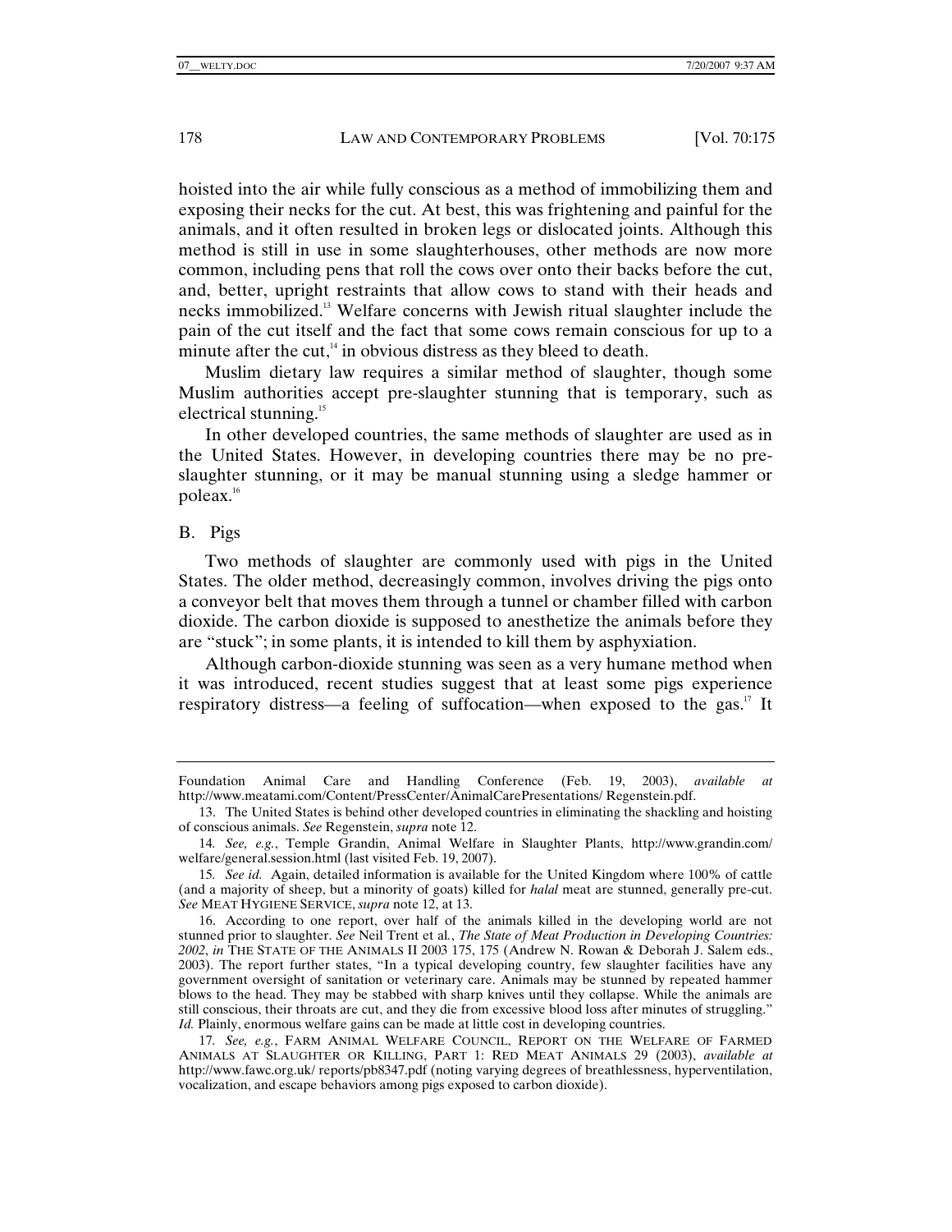hoisted into the air while fully conscious as a method of immobilizing them and exposing their necks for the cut. At best, this was frightening and painful for the animals, and it often resulted in broken legs or dislocated joints. Although this method is still in use in some slaughterhouses, other methods are now more common, including pens that roll the cows over onto their backs before the cut, and, better, upright restraints that allow cows to stand with their heads and necks immobilized.[13] Welfare concerns with Jewish ritual slaughter include the pain of the cut itself and the fact that some cows remain conscious for up to a minute after the cut,[14] in obvious distress as they bleed to death.

Muslim dietary law requires a similar method of slaughter, though some Muslim authorities accept pre-slaughter stunning that is temporary, such as electrical stunning.[15]

In other developed countries, the same methods of slaughter are used as in the United States. However, in developing countries there may be no pre-slaughter stunning, or it may be manual stunning using a sledge hammer or poleax.[16]

## B. Pigs

Two methods of slaughter are commonly used with pigs in the United States. The older method, decreasingly common, involves driving the pigs onto a conveyor belt that moves them through a tunnel or chamber filled with carbon dioxide. The carbon dioxide is supposed to anesthetize the animals before they are "stuck"; in some plants, it is intended to kill them by asphyxiation.

Although carbon-dioxide stunning was seen as a very humane method when it was introduced, recent studies suggest that at least some pigs experience respiratory distress—a feeling of suffocation—when exposed to the gas.[17] It

---

Foundation Animal Care and Handling Conference (Feb. 19, 2003), *available at* http://www.meatami.com/Content/PressCenter/AnimalCarePresentations/ Regenstein.pdf.

13. The United States is behind other developed countries in eliminating the shackling and hoisting of conscious animals. *See* Regenstein, *supra* note 12.

14. *See, e.g.*, Temple Grandin, Animal Welfare in Slaughter Plants, http://www.grandin.com/ welfare/general.session.html (last visited Feb. 19, 2007).

15. *See id.* Again, detailed information is available for the United Kingdom where 100% of cattle (and a majority of sheep, but a minority of goats) killed for *halal* meat are stunned, generally pre-cut. *See* MEAT HYGIENE SERVICE, *supra* note 12, at 13.

16. According to one report, over half of the animals killed in the developing world are not stunned prior to slaughter. *See* Neil Trent et al., *The State of Meat Production in Developing Countries: 2002*, *in* THE STATE OF THE ANIMALS II 2003 175, 175 (Andrew N. Rowan & Deborah J. Salem eds., 2003). The report further states, "In a typical developing country, few slaughter facilities have any government oversight of sanitation or veterinary care. Animals may be stunned by repeated hammer blows to the head. They may be stabbed with sharp knives until they collapse. While the animals are still conscious, their throats are cut, and they die from excessive blood loss after minutes of struggling." *Id.* Plainly, enormous welfare gains can be made at little cost in developing countries.

17. *See, e.g.*, FARM ANIMAL WELFARE COUNCIL, REPORT ON THE WELFARE OF FARMED ANIMALS AT SLAUGHTER OR KILLING, PART 1: RED MEAT ANIMALS 29 (2003), *available at* http://www.fawc.org.uk/ reports/pb8347.pdf (noting varying degrees of breathlessness, hyperventilation, vocalization, and escape behaviors among pigs exposed to carbon dioxide).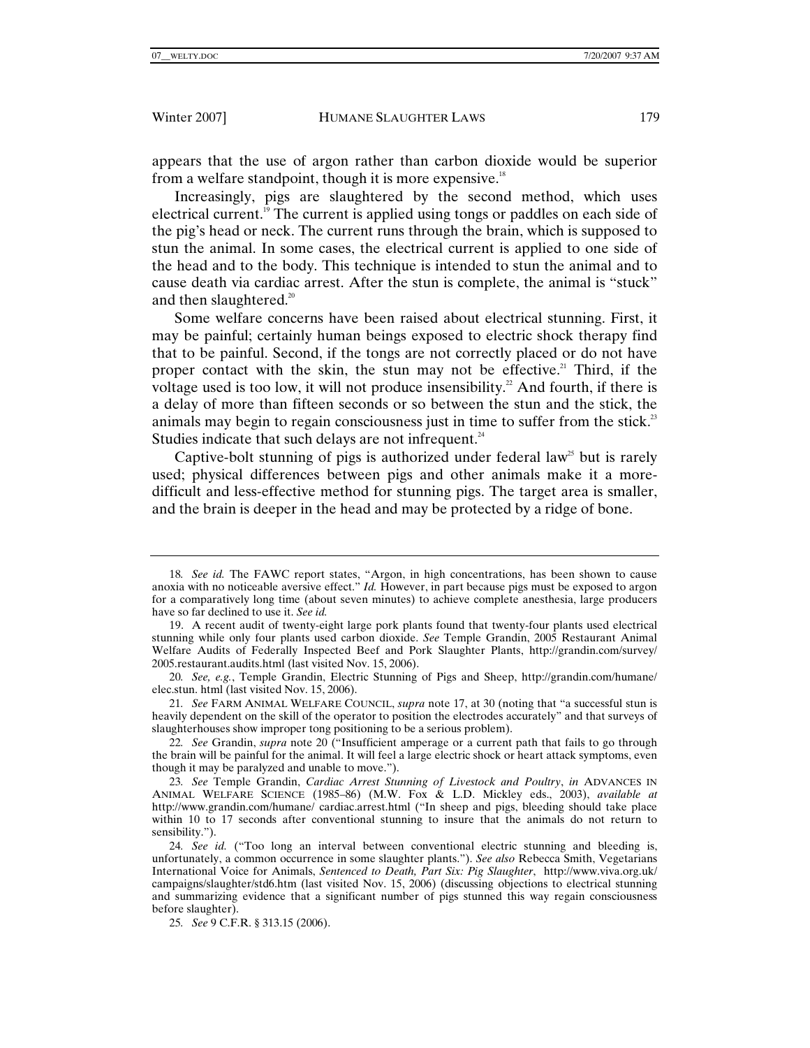appears that the use of argon rather than carbon dioxide would be superior from a welfare standpoint, though it is more expensive.[18]

Increasingly, pigs are slaughtered by the second method, which uses electrical current.[19] The current is applied using tongs or paddles on each side of the pig's head or neck. The current runs through the brain, which is supposed to stun the animal. In some cases, the electrical current is applied to one side of the head and to the body. This technique is intended to stun the animal and to cause death via cardiac arrest. After the stun is complete, the animal is "stuck" and then slaughtered.[20]

Some welfare concerns have been raised about electrical stunning. First, it may be painful; certainly human beings exposed to electric shock therapy find that to be painful. Second, if the tongs are not correctly placed or do not have proper contact with the skin, the stun may not be effective.[21] Third, if the voltage used is too low, it will not produce insensibility.[22] And fourth, if there is a delay of more than fifteen seconds or so between the stun and the stick, the animals may begin to regain consciousness just in time to suffer from the stick.[23] Studies indicate that such delays are not infrequent.[24]

Captive-bolt stunning of pigs is authorized under federal law[25] but is rarely used; physical differences between pigs and other animals make it a more-difficult and less-effective method for stunning pigs. The target area is smaller, and the brain is deeper in the head and may be protected by a ridge of bone.

---

18. *See id.* The FAWC report states, "Argon, in high concentrations, has been shown to cause anoxia with no noticeable aversive effect." *Id.* However, in part because pigs must be exposed to argon for a comparatively long time (about seven minutes) to achieve complete anesthesia, large producers have so far declined to use it. *See id.*

19. A recent audit of twenty-eight large pork plants found that twenty-four plants used electrical stunning while only four plants used carbon dioxide. *See* Temple Grandin, 2005 Restaurant Animal Welfare Audits of Federally Inspected Beef and Pork Slaughter Plants, http://grandin.com/survey/2005.restaurant.audits.html (last visited Nov. 15, 2006).

20. *See, e.g.*, Temple Grandin, Electric Stunning of Pigs and Sheep, http://grandin.com/humane/elec.stun. html (last visited Nov. 15, 2006).

21. *See* FARM ANIMAL WELFARE COUNCIL, *supra* note 17, at 30 (noting that "a successful stun is heavily dependent on the skill of the operator to position the electrodes accurately" and that surveys of slaughterhouses show improper tong positioning to be a serious problem).

22. *See* Grandin, *supra* note 20 ("Insufficient amperage or a current path that fails to go through the brain will be painful for the animal. It will feel a large electric shock or heart attack symptoms, even though it may be paralyzed and unable to move.").

23. *See* Temple Grandin, *Cardiac Arrest Stunning of Livestock and Poultry*, *in* ADVANCES IN ANIMAL WELFARE SCIENCE (1985–86) (M.W. Fox & L.D. Mickley eds., 2003), *available at* http://www.grandin.com/humane/ cardiac.arrest.html ("In sheep and pigs, bleeding should take place within 10 to 17 seconds after conventional stunning to insure that the animals do not return to sensibility.").

24. *See id.* ("Too long an interval between conventional electric stunning and bleeding is, unfortunately, a common occurrence in some slaughter plants."). *See also* Rebecca Smith, Vegetarians International Voice for Animals, *Sentenced to Death, Part Six: Pig Slaughter*, http://www.viva.org.uk/campaigns/slaughter/std6.htm (last visited Nov. 15, 2006) (discussing objections to electrical stunning and summarizing evidence that a significant number of pigs stunned this way regain consciousness before slaughter).

25. *See* 9 C.F.R. § 313.15 (2006).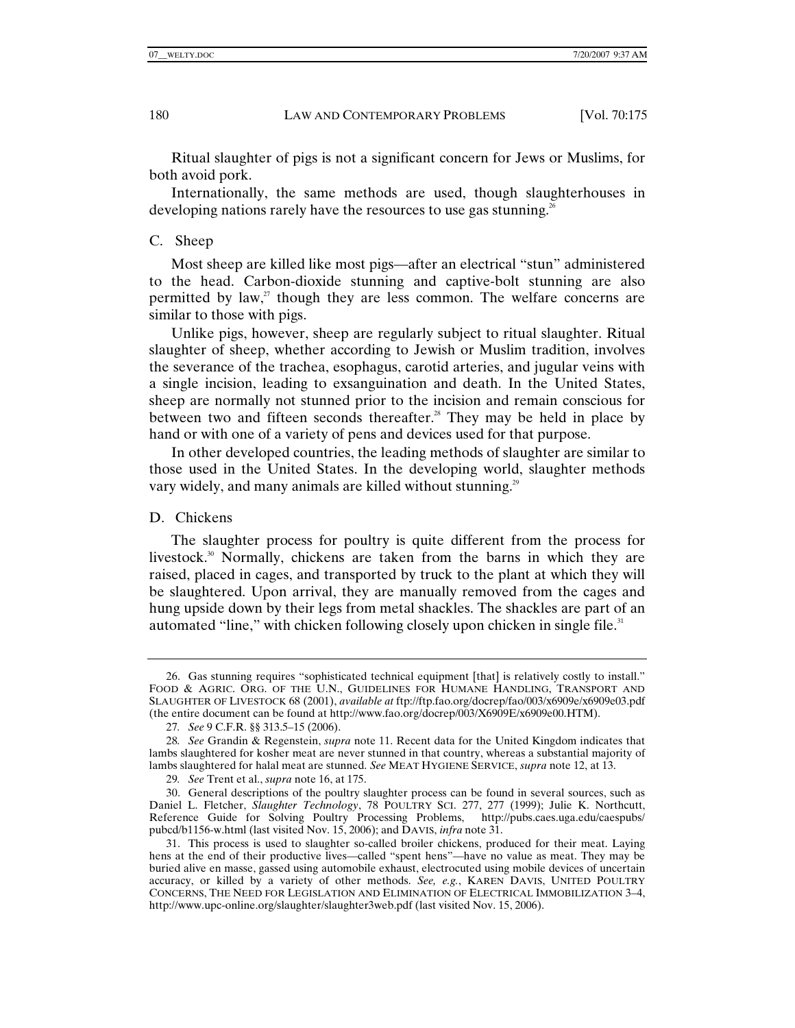Ritual slaughter of pigs is not a significant concern for Jews or Muslims, for both avoid pork.

Internationally, the same methods are used, though slaughterhouses in developing nations rarely have the resources to use gas stunning.[26]

## C. Sheep

Most sheep are killed like most pigs—after an electrical "stun" administered to the head. Carbon-dioxide stunning and captive-bolt stunning are also permitted by law,[27] though they are less common. The welfare concerns are similar to those with pigs.

Unlike pigs, however, sheep are regularly subject to ritual slaughter. Ritual slaughter of sheep, whether according to Jewish or Muslim tradition, involves the severance of the trachea, esophagus, carotid arteries, and jugular veins with a single incision, leading to exsanguination and death. In the United States, sheep are normally not stunned prior to the incision and remain conscious for between two and fifteen seconds thereafter.[28] They may be held in place by hand or with one of a variety of pens and devices used for that purpose.

In other developed countries, the leading methods of slaughter are similar to those used in the United States. In the developing world, slaughter methods vary widely, and many animals are killed without stunning.[29]

## D. Chickens

The slaughter process for poultry is quite different from the process for livestock.[30] Normally, chickens are taken from the barns in which they are raised, placed in cages, and transported by truck to the plant at which they will be slaughtered. Upon arrival, they are manually removed from the cages and hung upside down by their legs from metal shackles. The shackles are part of an automated "line," with chicken following closely upon chicken in single file.[31]

---

26. Gas stunning requires "sophisticated technical equipment [that] is relatively costly to install." FOOD & AGRIC. ORG. OF THE U.N., GUIDELINES FOR HUMANE HANDLING, TRANSPORT AND SLAUGHTER OF LIVESTOCK 68 (2001), *available at* ftp://ftp.fao.org/docrep/fao/003/x6909e/x6909e03.pdf (the entire document can be found at http://www.fao.org/docrep/003/X6909E/x6909e00.HTM).

27. *See* 9 C.F.R. §§ 313.5–15 (2006).

28. *See* Grandin & Regenstein, *supra* note 11. Recent data for the United Kingdom indicates that lambs slaughtered for kosher meat are never stunned in that country, whereas a substantial majority of lambs slaughtered for halal meat are stunned. *See* MEAT HYGIENE SERVICE, *supra* note 12, at 13.

29. *See* Trent et al., *supra* note 16, at 175.

30. General descriptions of the poultry slaughter process can be found in several sources, such as Daniel L. Fletcher, *Slaughter Technology*, 78 POULTRY SCI. 277, 277 (1999); Julie K. Northcutt, Reference Guide for Solving Poultry Processing Problems, http://pubs.caes.uga.edu/caespubs/pubcd/b1156-w.html (last visited Nov. 15, 2006); and DAVIS, *infra* note 31.

31. This process is used to slaughter so-called broiler chickens, produced for their meat. Laying hens at the end of their productive lives—called "spent hens"—have no value as meat. They may be buried alive en masse, gassed using automobile exhaust, electrocuted using mobile devices of uncertain accuracy, or killed by a variety of other methods. *See, e.g.*, KAREN DAVIS, UNITED POULTRY CONCERNS, THE NEED FOR LEGISLATION AND ELIMINATION OF ELECTRICAL IMMOBILIZATION 3–4, http://www.upc-online.org/slaughter/slaughter3web.pdf (last visited Nov. 15, 2006).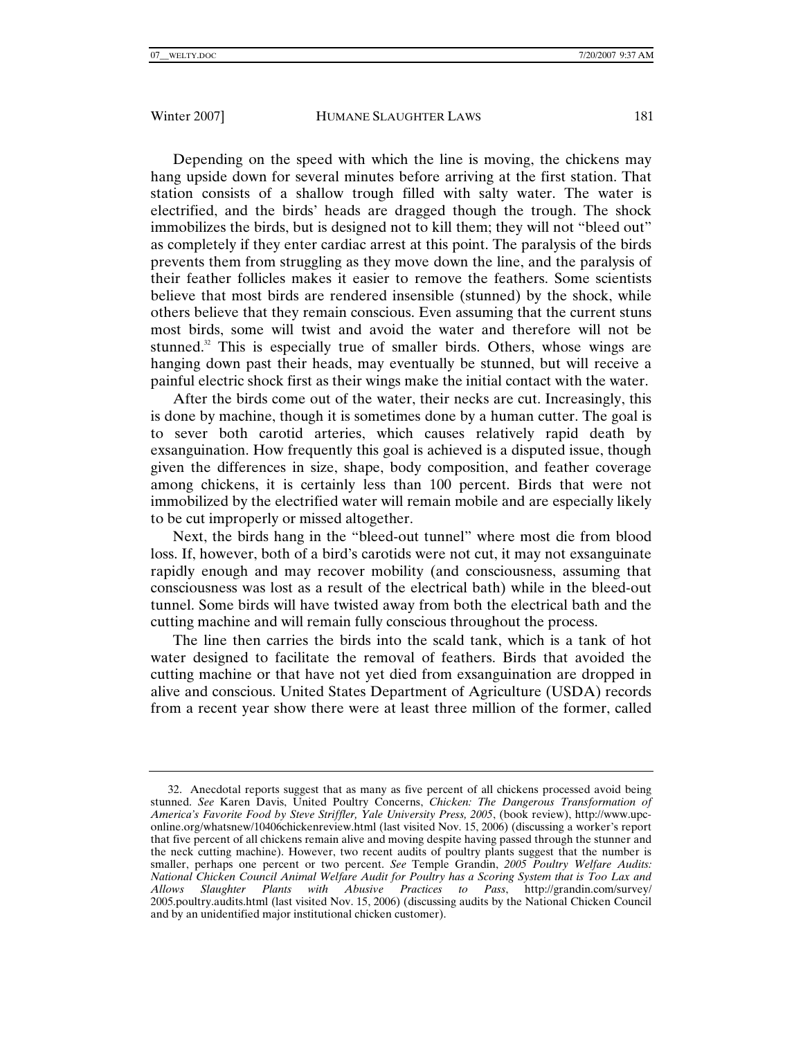Depending on the speed with which the line is moving, the chickens may hang upside down for several minutes before arriving at the first station. That station consists of a shallow trough filled with salty water. The water is electrified, and the birds' heads are dragged though the trough. The shock immobilizes the birds, but is designed not to kill them; they will not "bleed out" as completely if they enter cardiac arrest at this point. The paralysis of the birds prevents them from struggling as they move down the line, and the paralysis of their feather follicles makes it easier to remove the feathers. Some scientists believe that most birds are rendered insensible (stunned) by the shock, while others believe that they remain conscious. Even assuming that the current stuns most birds, some will twist and avoid the water and therefore will not be stunned.[32] This is especially true of smaller birds. Others, whose wings are hanging down past their heads, may eventually be stunned, but will receive a painful electric shock first as their wings make the initial contact with the water.

After the birds come out of the water, their necks are cut. Increasingly, this is done by machine, though it is sometimes done by a human cutter. The goal is to sever both carotid arteries, which causes relatively rapid death by exsanguination. How frequently this goal is achieved is a disputed issue, though given the differences in size, shape, body composition, and feather coverage among chickens, it is certainly less than 100 percent. Birds that were not immobilized by the electrified water will remain mobile and are especially likely to be cut improperly or missed altogether.

Next, the birds hang in the "bleed-out tunnel" where most die from blood loss. If, however, both of a bird's carotids were not cut, it may not exsanguinate rapidly enough and may recover mobility (and consciousness, assuming that consciousness was lost as a result of the electrical bath) while in the bleed-out tunnel. Some birds will have twisted away from both the electrical bath and the cutting machine and will remain fully conscious throughout the process.

The line then carries the birds into the scald tank, which is a tank of hot water designed to facilitate the removal of feathers. Birds that avoided the cutting machine or that have not yet died from exsanguination are dropped in alive and conscious. United States Department of Agriculture (USDA) records from a recent year show there were at least three million of the former, called

---

32. Anecdotal reports suggest that as many as five percent of all chickens processed avoid being stunned. *See* Karen Davis, United Poultry Concerns, *Chicken: The Dangerous Transformation of America's Favorite Food by Steve Striffler, Yale University Press, 2005*, (book review), http://www.upc-online.org/whatsnew/10406chickenreview.html (last visited Nov. 15, 2006) (discussing a worker's report that five percent of all chickens remain alive and moving despite having passed through the stunner and the neck cutting machine). However, two recent audits of poultry plants suggest that the number is smaller, perhaps one percent or two percent. *See* Temple Grandin, *2005 Poultry Welfare Audits: National Chicken Council Animal Welfare Audit for Poultry has a Scoring System that is Too Lax and Allows Slaughter Plants with Abusive Practices to Pass*, http://grandin.com/survey/2005.poultry.audits.html (last visited Nov. 15, 2006) (discussing audits by the National Chicken Council and by an unidentified major institutional chicken customer).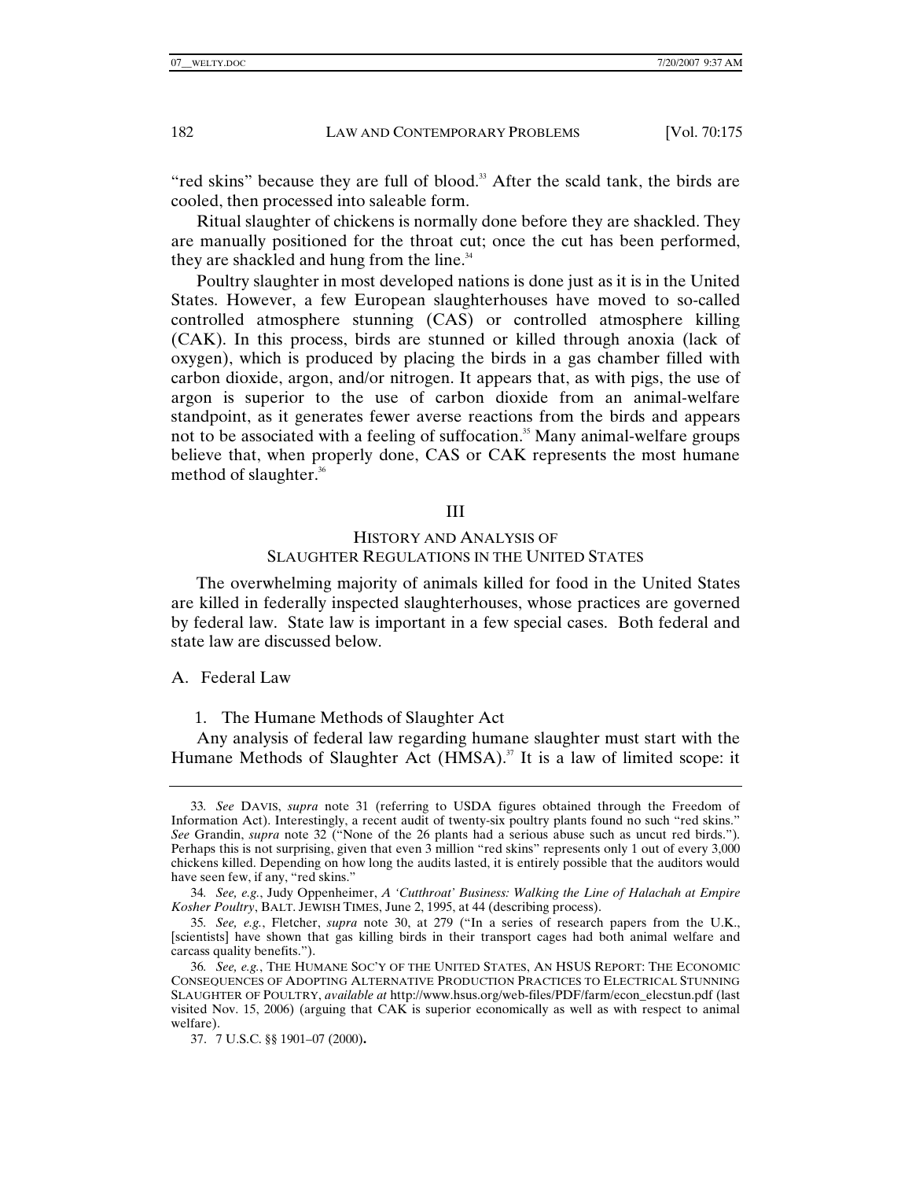"red skins" because they are full of blood.[33] After the scald tank, the birds are cooled, then processed into saleable form.

Ritual slaughter of chickens is normally done before they are shackled. They are manually positioned for the throat cut; once the cut has been performed, they are shackled and hung from the line.[34]

Poultry slaughter in most developed nations is done just as it is in the United States. However, a few European slaughterhouses have moved to so-called controlled atmosphere stunning (CAS) or controlled atmosphere killing (CAK). In this process, birds are stunned or killed through anoxia (lack of oxygen), which is produced by placing the birds in a gas chamber filled with carbon dioxide, argon, and/or nitrogen. It appears that, as with pigs, the use of argon is superior to the use of carbon dioxide from an animal-welfare standpoint, as it generates fewer averse reactions from the birds and appears not to be associated with a feeling of suffocation.[35] Many animal-welfare groups believe that, when properly done, CAS or CAK represents the most humane method of slaughter.[36]

## III

## HISTORY AND ANALYSIS OF SLAUGHTER REGULATIONS IN THE UNITED STATES

The overwhelming majority of animals killed for food in the United States are killed in federally inspected slaughterhouses, whose practices are governed by federal law. State law is important in a few special cases. Both federal and state law are discussed below.

### A. Federal Law

#### 1. The Humane Methods of Slaughter Act

Any analysis of federal law regarding humane slaughter must start with the Humane Methods of Slaughter Act (HMSA).[37] It is a law of limited scope: it

---

33. *See* DAVIS, *supra* note 31 (referring to USDA figures obtained through the Freedom of Information Act). Interestingly, a recent audit of twenty-six poultry plants found no such "red skins." *See* Grandin, *supra* note 32 ("None of the 26 plants had a serious abuse such as uncut red birds."). Perhaps this is not surprising, given that even 3 million "red skins" represents only 1 out of every 3,000 chickens killed. Depending on how long the audits lasted, it is entirely possible that the auditors would have seen few, if any, "red skins."

34. *See, e.g.*, Judy Oppenheimer, *A 'Cutthroat' Business: Walking the Line of Halachah at Empire Kosher Poultry*, BALT. JEWISH TIMES, June 2, 1995, at 44 (describing process).

35. *See, e.g.*, Fletcher, *supra* note 30, at 279 ("In a series of research papers from the U.K., [scientists] have shown that gas killing birds in their transport cages had both animal welfare and carcass quality benefits.").

36. *See, e.g.*, THE HUMANE SOC'Y OF THE UNITED STATES, AN HSUS REPORT: THE ECONOMIC CONSEQUENCES OF ADOPTING ALTERNATIVE PRODUCTION PRACTICES TO ELECTRICAL STUNNING SLAUGHTER OF POULTRY, *available at* http://www.hsus.org/web-files/PDF/farm/econ_elecstun.pdf (last visited Nov. 15, 2006) (arguing that CAK is superior economically as well as with respect to animal welfare).

37. 7 U.S.C. §§ 1901–07 (2000).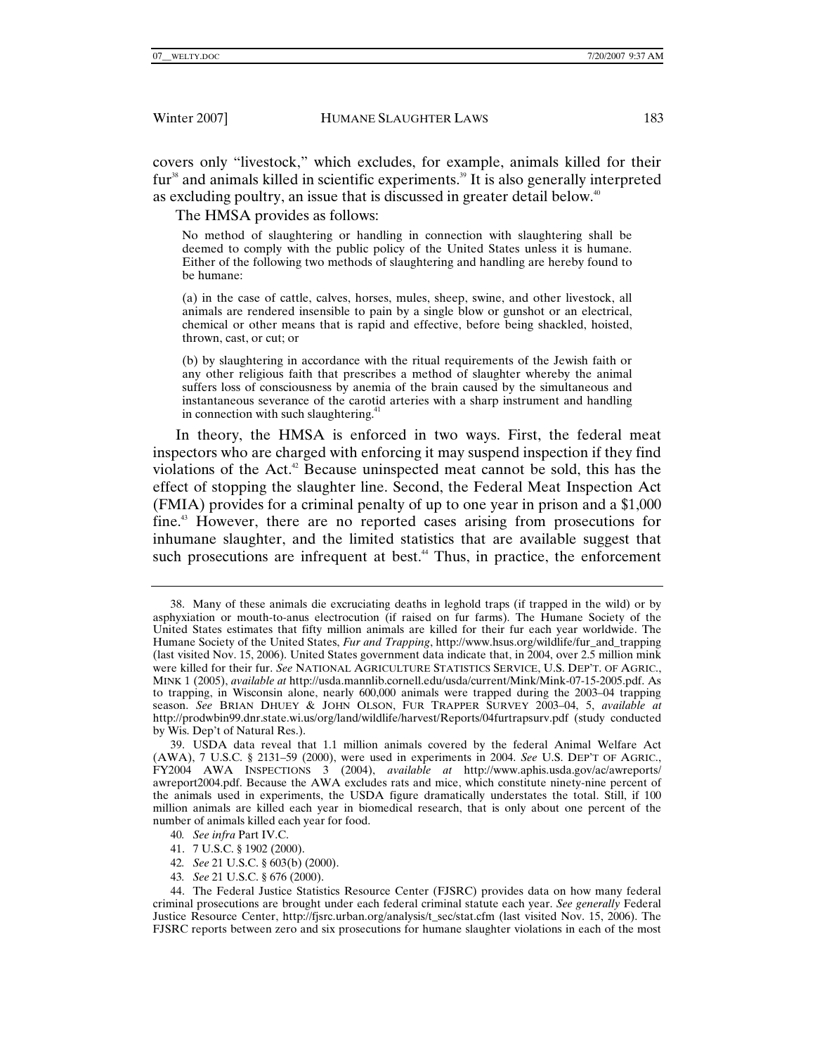covers only "livestock," which excludes, for example, animals killed for their fur[38] and animals killed in scientific experiments.[39] It is also generally interpreted as excluding poultry, an issue that is discussed in greater detail below.[40]

The HMSA provides as follows:

> No method of slaughtering or handling in connection with slaughtering shall be deemed to comply with the public policy of the United States unless it is humane. Either of the following two methods of slaughtering and handling are hereby found to be humane:
>
> (a) in the case of cattle, calves, horses, mules, sheep, swine, and other livestock, all animals are rendered insensible to pain by a single blow or gunshot or an electrical, chemical or other means that is rapid and effective, before being shackled, hoisted, thrown, cast, or cut; or
>
> (b) by slaughtering in accordance with the ritual requirements of the Jewish faith or any other religious faith that prescribes a method of slaughter whereby the animal suffers loss of consciousness by anemia of the brain caused by the simultaneous and instantaneous severance of the carotid arteries with a sharp instrument and handling in connection with such slaughtering.[41]

In theory, the HMSA is enforced in two ways. First, the federal meat inspectors who are charged with enforcing it may suspend inspection if they find violations of the Act.[42] Because uninspected meat cannot be sold, this has the effect of stopping the slaughter line. Second, the Federal Meat Inspection Act (FMIA) provides for a criminal penalty of up to one year in prison and a $1,000 fine.[43] However, there are no reported cases arising from prosecutions for inhumane slaughter, and the limited statistics that are available suggest that such prosecutions are infrequent at best.[44] Thus, in practice, the enforcement

---

38. Many of these animals die excruciating deaths in leghold traps (if trapped in the wild) or by asphyxiation or mouth-to-anus electrocution (if raised on fur farms). The Humane Society of the United States estimates that fifty million animals are killed for their fur each year worldwide. The Humane Society of the United States, *Fur and Trapping*, http://www.hsus.org/wildlife/fur_and_trapping (last visited Nov. 15, 2006). United States government data indicate that, in 2004, over 2.5 million mink were killed for their fur. *See* NATIONAL AGRICULTURE STATISTICS SERVICE, U.S. DEP'T. OF AGRIC., MINK 1 (2005), *available at* http://usda.mannlib.cornell.edu/usda/current/Mink/Mink-07-15-2005.pdf. As to trapping, in Wisconsin alone, nearly 600,000 animals were trapped during the 2003–04 trapping season. *See* BRIAN DHUEY & JOHN OLSON, FUR TRAPPER SURVEY 2003–04, 5, *available at* http://prodwbin99.dnr.state.wi.us/org/land/wildlife/harvest/Reports/04furtrapsurv.pdf (study conducted by Wis. Dep't of Natural Res.).

39. USDA data reveal that 1.1 million animals covered by the federal Animal Welfare Act (AWA), 7 U.S.C. § 2131–59 (2000), were used in experiments in 2004. *See* U.S. DEP'T OF AGRIC., FY2004 AWA INSPECTIONS 3 (2004), *available at* http://www.aphis.usda.gov/ac/awreports/awreport2004.pdf. Because the AWA excludes rats and mice, which constitute ninety-nine percent of the animals used in experiments, the USDA figure dramatically understates the total. Still, if 100 million animals are killed each year in biomedical research, that is only about one percent of the number of animals killed each year for food.

40. *See infra* Part IV.C.

41. 7 U.S.C. § 1902 (2000).

42. *See* 21 U.S.C. § 603(b) (2000).

43. *See* 21 U.S.C. § 676 (2000).

44. The Federal Justice Statistics Resource Center (FJSRC) provides data on how many federal criminal prosecutions are brought under each federal criminal statute each year. *See generally* Federal Justice Resource Center, http://fjsrc.urban.org/analysis/t_sec/stat.cfm (last visited Nov. 15, 2006). The FJSRC reports between zero and six prosecutions for humane slaughter violations in each of the most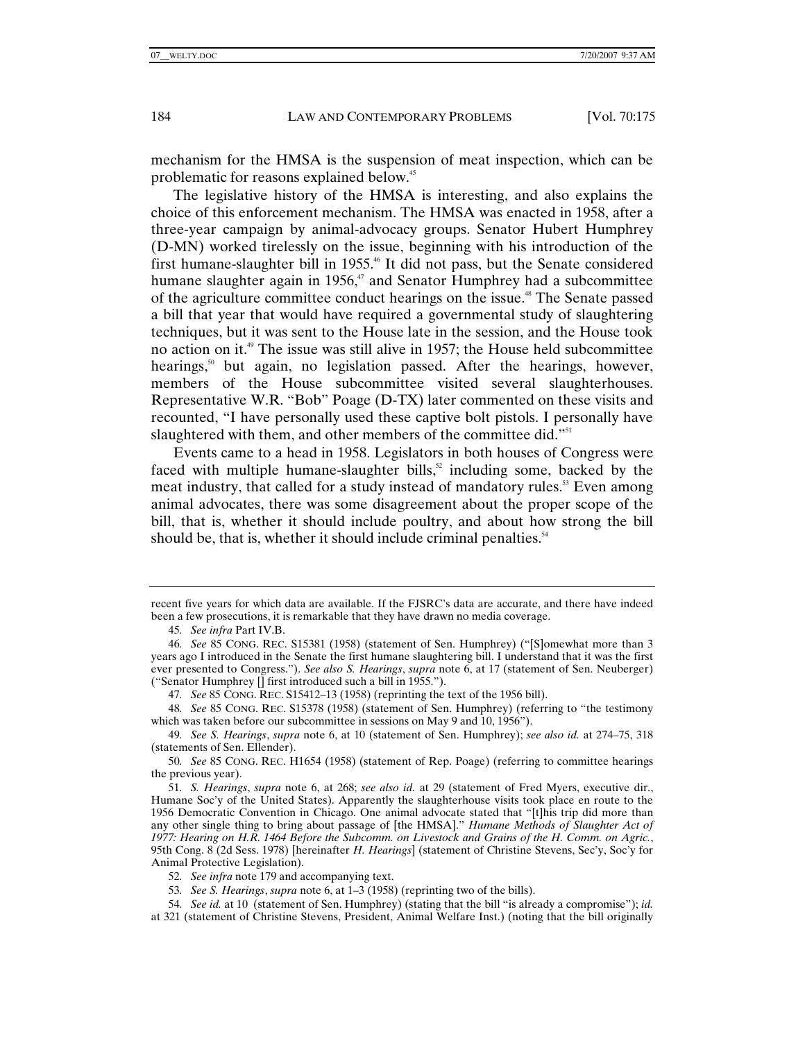mechanism for the HMSA is the suspension of meat inspection, which can be problematic for reasons explained below.[45]

The legislative history of the HMSA is interesting, and also explains the choice of this enforcement mechanism. The HMSA was enacted in 1958, after a three-year campaign by animal-advocacy groups. Senator Hubert Humphrey (D-MN) worked tirelessly on the issue, beginning with his introduction of the first humane-slaughter bill in 1955.[46] It did not pass, but the Senate considered humane slaughter again in 1956,[47] and Senator Humphrey had a subcommittee of the agriculture committee conduct hearings on the issue.[48] The Senate passed a bill that year that would have required a governmental study of slaughtering techniques, but it was sent to the House late in the session, and the House took no action on it.[49] The issue was still alive in 1957; the House held subcommittee hearings,[50] but again, no legislation passed. After the hearings, however, members of the House subcommittee visited several slaughterhouses. Representative W.R. "Bob" Poage (D-TX) later commented on these visits and recounted, "I have personally used these captive bolt pistols. I personally have slaughtered with them, and other members of the committee did."[51]

Events came to a head in 1958. Legislators in both houses of Congress were faced with multiple humane-slaughter bills,[52] including some, backed by the meat industry, that called for a study instead of mandatory rules.[53] Even among animal advocates, there was some disagreement about the proper scope of the bill, that is, whether it should include poultry, and about how strong the bill should be, that is, whether it should include criminal penalties.[54]

---

recent five years for which data are available. If the FJSRC's data are accurate, and there have indeed been a few prosecutions, it is remarkable that they have drawn no media coverage.

45. *See infra* Part IV.B.

46. *See* 85 CONG. REC. S15381 (1958) (statement of Sen. Humphrey) ("[S]omewhat more than 3 years ago I introduced in the Senate the first humane slaughtering bill. I understand that it was the first ever presented to Congress."). *See also S. Hearings*, *supra* note 6, at 17 (statement of Sen. Neuberger) ("Senator Humphrey [] first introduced such a bill in 1955.").

47. *See* 85 CONG. REC. S15412–13 (1958) (reprinting the text of the 1956 bill).

48. *See* 85 CONG. REC. S15378 (1958) (statement of Sen. Humphrey) (referring to "the testimony which was taken before our subcommittee in sessions on May 9 and 10, 1956").

49. *See S. Hearings*, *supra* note 6, at 10 (statement of Sen. Humphrey); *see also id.* at 274–75, 318 (statements of Sen. Ellender).

50. *See* 85 CONG. REC. H1654 (1958) (statement of Rep. Poage) (referring to committee hearings the previous year).

51. *S. Hearings*, *supra* note 6, at 268; *see also id.* at 29 (statement of Fred Myers, executive dir., Humane Soc'y of the United States). Apparently the slaughterhouse visits took place en route to the 1956 Democratic Convention in Chicago. One animal advocate stated that "[t]his trip did more than any other single thing to bring about passage of [the HMSA]." *Humane Methods of Slaughter Act of 1977: Hearing on H.R. 1464 Before the Subcomm. on Livestock and Grains of the H. Comm. on Agric.*, 95th Cong. 8 (2d Sess. 1978) [hereinafter *H. Hearings*] (statement of Christine Stevens, Sec'y, Soc'y for Animal Protective Legislation).

52. *See infra* note 179 and accompanying text.

53. *See S. Hearings*, *supra* note 6, at 1–3 (1958) (reprinting two of the bills).

54. *See id.* at 10 (statement of Sen. Humphrey) (stating that the bill "is already a compromise"); *id.* at 321 (statement of Christine Stevens, President, Animal Welfare Inst.) (noting that the bill originally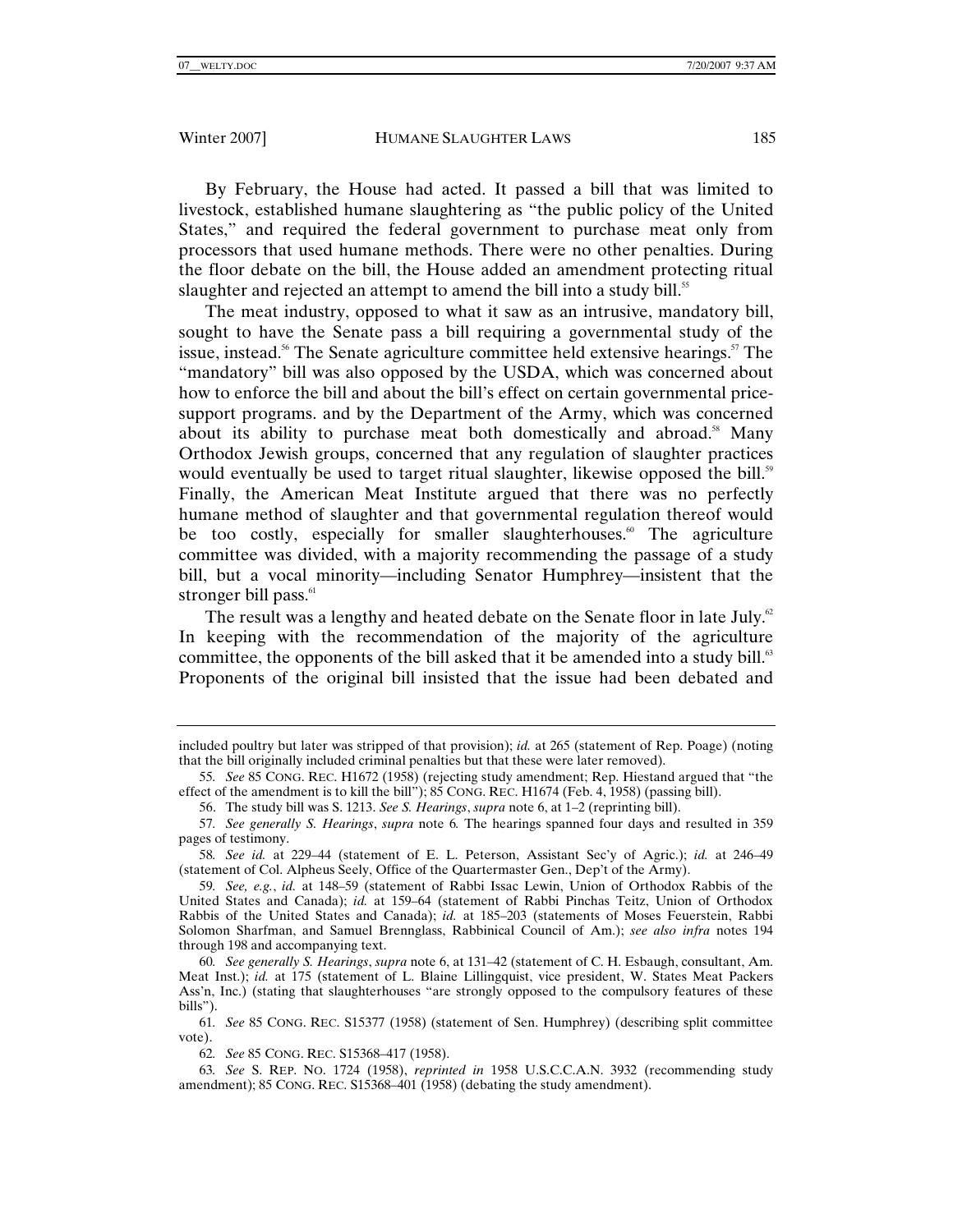By February, the House had acted. It passed a bill that was limited to livestock, established humane slaughtering as "the public policy of the United States," and required the federal government to purchase meat only from processors that used humane methods. There were no other penalties. During the floor debate on the bill, the House added an amendment protecting ritual slaughter and rejected an attempt to amend the bill into a study bill.[55]

The meat industry, opposed to what it saw as an intrusive, mandatory bill, sought to have the Senate pass a bill requiring a governmental study of the issue, instead.[56] The Senate agriculture committee held extensive hearings.[57] The "mandatory" bill was also opposed by the USDA, which was concerned about how to enforce the bill and about the bill's effect on certain governmental price-support programs. and by the Department of the Army, which was concerned about its ability to purchase meat both domestically and abroad.[58] Many Orthodox Jewish groups, concerned that any regulation of slaughter practices would eventually be used to target ritual slaughter, likewise opposed the bill.[59] Finally, the American Meat Institute argued that there was no perfectly humane method of slaughter and that governmental regulation thereof would be too costly, especially for smaller slaughterhouses.[60] The agriculture committee was divided, with a majority recommending the passage of a study bill, but a vocal minority—including Senator Humphrey—insistent that the stronger bill pass.[61]

The result was a lengthy and heated debate on the Senate floor in late July.[62] In keeping with the recommendation of the majority of the agriculture committee, the opponents of the bill asked that it be amended into a study bill.[63] Proponents of the original bill insisted that the issue had been debated and

---

included poultry but later was stripped of that provision); *id.* at 265 (statement of Rep. Poage) (noting that the bill originally included criminal penalties but that these were later removed).

55. *See* 85 CONG. REC. H1672 (1958) (rejecting study amendment; Rep. Hiestand argued that "the effect of the amendment is to kill the bill"); 85 CONG. REC. H1674 (Feb. 4, 1958) (passing bill).

56. The study bill was S. 1213. *See S. Hearings*, *supra* note 6, at 1–2 (reprinting bill).

57. *See generally S. Hearings*, *supra* note 6. The hearings spanned four days and resulted in 359 pages of testimony.

58. *See id.* at 229–44 (statement of E. L. Peterson, Assistant Sec'y of Agric.); *id.* at 246–49 (statement of Col. Alpheus Seely, Office of the Quartermaster Gen., Dep't of the Army).

59. *See, e.g.*, *id.* at 148–59 (statement of Rabbi Issac Lewin, Union of Orthodox Rabbis of the United States and Canada); *id.* at 159–64 (statement of Rabbi Pinchas Teitz, Union of Orthodox Rabbis of the United States and Canada); *id.* at 185–203 (statements of Moses Feuerstein, Rabbi Solomon Sharfman, and Samuel Brennglass, Rabbinical Council of Am.); *see also infra* notes 194 through 198 and accompanying text.

60. *See generally S. Hearings*, *supra* note 6, at 131–42 (statement of C. H. Esbaugh, consultant, Am. Meat Inst.); *id.* at 175 (statement of L. Blaine Lillingquist, vice president, W. States Meat Packers Ass'n, Inc.) (stating that slaughterhouses "are strongly opposed to the compulsory features of these bills").

61. *See* 85 CONG. REC. S15377 (1958) (statement of Sen. Humphrey) (describing split committee vote).

62. *See* 85 CONG. REC. S15368–417 (1958).

63. *See* S. REP. NO. 1724 (1958), *reprinted in* 1958 U.S.C.C.A.N. 3932 (recommending study amendment); 85 CONG. REC. S15368–401 (1958) (debating the study amendment).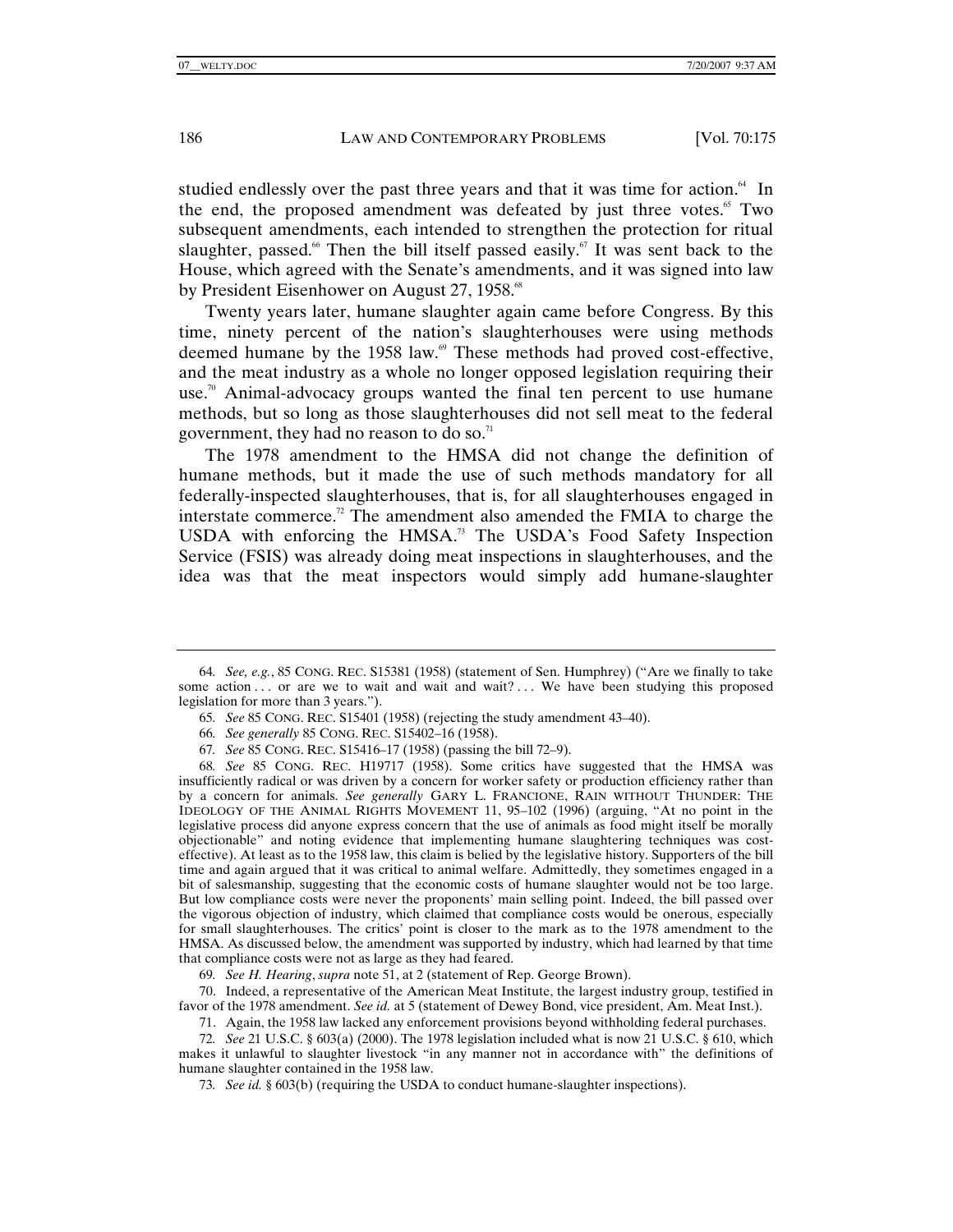studied endlessly over the past three years and that it was time for action.[64] In the end, the proposed amendment was defeated by just three votes.[65] Two subsequent amendments, each intended to strengthen the protection for ritual slaughter, passed.[66] Then the bill itself passed easily.[67] It was sent back to the House, which agreed with the Senate's amendments, and it was signed into law by President Eisenhower on August 27, 1958.[68]

Twenty years later, humane slaughter again came before Congress. By this time, ninety percent of the nation's slaughterhouses were using methods deemed humane by the 1958 law.[69] These methods had proved cost-effective, and the meat industry as a whole no longer opposed legislation requiring their use.[70] Animal-advocacy groups wanted the final ten percent to use humane methods, but so long as those slaughterhouses did not sell meat to the federal government, they had no reason to do so.[71]

The 1978 amendment to the HMSA did not change the definition of humane methods, but it made the use of such methods mandatory for all federally-inspected slaughterhouses, that is, for all slaughterhouses engaged in interstate commerce.[72] The amendment also amended the FMIA to charge the USDA with enforcing the HMSA.[73] The USDA's Food Safety Inspection Service (FSIS) was already doing meat inspections in slaughterhouses, and the idea was that the meat inspectors would simply add humane-slaughter

---

64. *See, e.g.*, 85 CONG. REC. S15381 (1958) (statement of Sen. Humphrey) ("Are we finally to take some action . . . or are we to wait and wait and wait? . . . We have been studying this proposed legislation for more than 3 years.").

65. *See* 85 CONG. REC. S15401 (1958) (rejecting the study amendment 43–40).

66. *See generally* 85 CONG. REC. S15402–16 (1958).

67. *See* 85 CONG. REC. S15416–17 (1958) (passing the bill 72–9).

68. *See* 85 CONG. REC. H19717 (1958). Some critics have suggested that the HMSA was insufficiently radical or was driven by a concern for worker safety or production efficiency rather than by a concern for animals. *See generally* GARY L. FRANCIONE, RAIN WITHOUT THUNDER: THE IDEOLOGY OF THE ANIMAL RIGHTS MOVEMENT 11, 95–102 (1996) (arguing, "At no point in the legislative process did anyone express concern that the use of animals as food might itself be morally objectionable" and noting evidence that implementing humane slaughtering techniques was cost-effective). At least as to the 1958 law, this claim is belied by the legislative history. Supporters of the bill time and again argued that it was critical to animal welfare. Admittedly, they sometimes engaged in a bit of salesmanship, suggesting that the economic costs of humane slaughter would not be too large. But low compliance costs were never the proponents' main selling point. Indeed, the bill passed over the vigorous objection of industry, which claimed that compliance costs would be onerous, especially for small slaughterhouses. The critics' point is closer to the mark as to the 1978 amendment to the HMSA. As discussed below, the amendment was supported by industry, which had learned by that time that compliance costs were not as large as they had feared.

69. *See H. Hearing*, *supra* note 51, at 2 (statement of Rep. George Brown).

70. Indeed, a representative of the American Meat Institute, the largest industry group, testified in favor of the 1978 amendment. *See id.* at 5 (statement of Dewey Bond, vice president, Am. Meat Inst.).

71. Again, the 1958 law lacked any enforcement provisions beyond withholding federal purchases.

72. *See* 21 U.S.C. § 603(a) (2000). The 1978 legislation included what is now 21 U.S.C. § 610, which makes it unlawful to slaughter livestock "in any manner not in accordance with" the definitions of humane slaughter contained in the 1958 law.

73. *See id.* § 603(b) (requiring the USDA to conduct humane-slaughter inspections).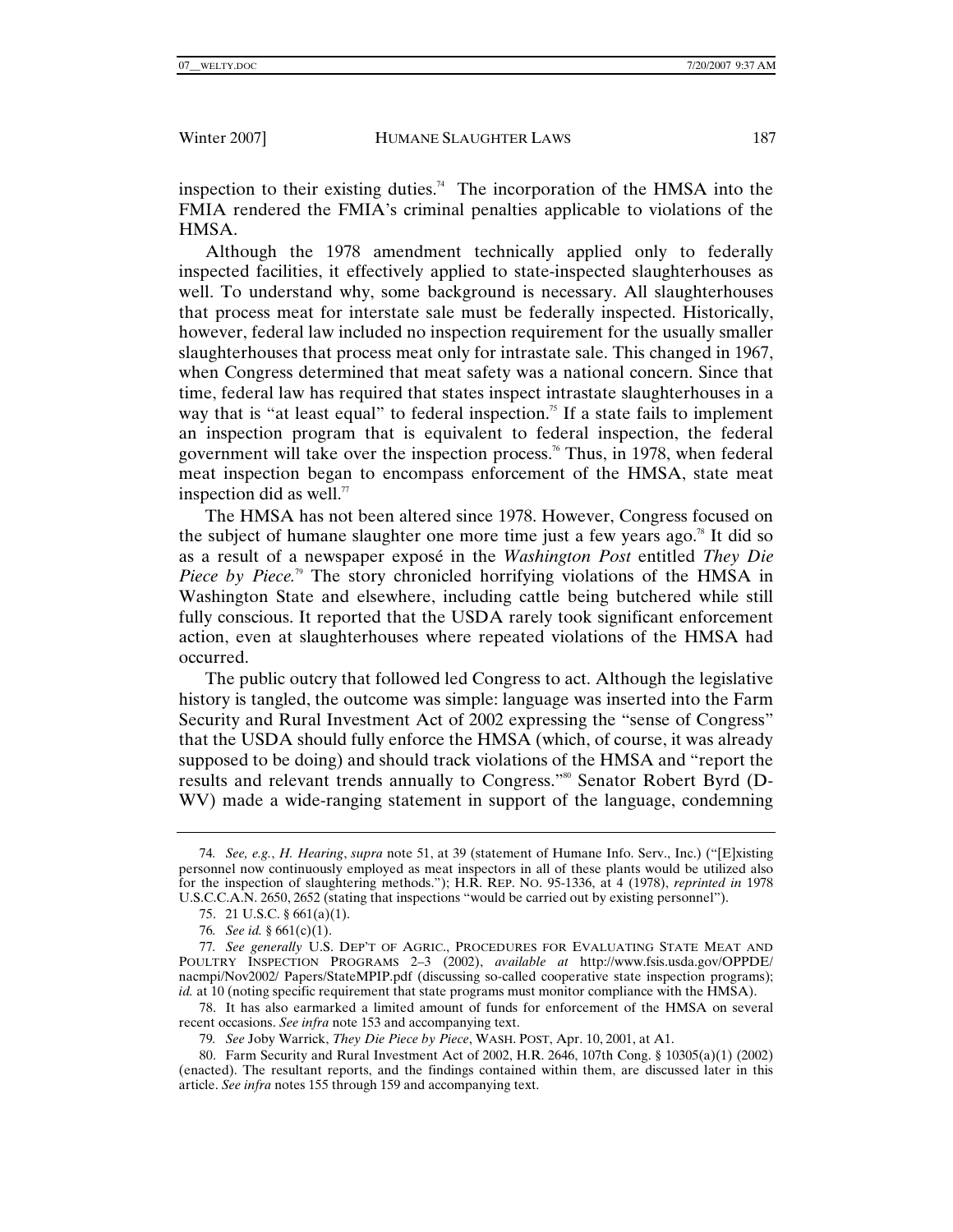inspection to their existing duties.[74] The incorporation of the HMSA into the FMIA rendered the FMIA's criminal penalties applicable to violations of the HMSA.

Although the 1978 amendment technically applied only to federally inspected facilities, it effectively applied to state-inspected slaughterhouses as well. To understand why, some background is necessary. All slaughterhouses that process meat for interstate sale must be federally inspected. Historically, however, federal law included no inspection requirement for the usually smaller slaughterhouses that process meat only for intrastate sale. This changed in 1967, when Congress determined that meat safety was a national concern. Since that time, federal law has required that states inspect intrastate slaughterhouses in a way that is "at least equal" to federal inspection.[75] If a state fails to implement an inspection program that is equivalent to federal inspection, the federal government will take over the inspection process.[76] Thus, in 1978, when federal meat inspection began to encompass enforcement of the HMSA, state meat inspection did as well.[77]

The HMSA has not been altered since 1978. However, Congress focused on the subject of humane slaughter one more time just a few years ago.[78] It did so as a result of a newspaper exposé in the *Washington Post* entitled *They Die Piece by Piece*.[79] The story chronicled horrifying violations of the HMSA in Washington State and elsewhere, including cattle being butchered while still fully conscious. It reported that the USDA rarely took significant enforcement action, even at slaughterhouses where repeated violations of the HMSA had occurred.

The public outcry that followed led Congress to act. Although the legislative history is tangled, the outcome was simple: language was inserted into the Farm Security and Rural Investment Act of 2002 expressing the "sense of Congress" that the USDA should fully enforce the HMSA (which, of course, it was already supposed to be doing) and should track violations of the HMSA and "report the results and relevant trends annually to Congress."[80] Senator Robert Byrd (D-WV) made a wide-ranging statement in support of the language, condemning

---

74. *See, e.g.*, *H. Hearing*, *supra* note 51, at 39 (statement of Humane Info. Serv., Inc.) ("[E]xisting personnel now continuously employed as meat inspectors in all of these plants would be utilized also for the inspection of slaughtering methods."); H.R. REP. NO. 95-1336, at 4 (1978), *reprinted in* 1978 U.S.C.C.A.N. 2650, 2652 (stating that inspections "would be carried out by existing personnel").

75. 21 U.S.C. § 661(a)(1).

76. *See id.* § 661(c)(1).

77. *See generally* U.S. DEP'T OF AGRIC., PROCEDURES FOR EVALUATING STATE MEAT AND POULTRY INSPECTION PROGRAMS 2–3 (2002), *available at* http://www.fsis.usda.gov/OPPDE/nacmpi/Nov2002/ Papers/StateMPIP.pdf (discussing so-called cooperative state inspection programs); *id.* at 10 (noting specific requirement that state programs must monitor compliance with the HMSA).

78. It has also earmarked a limited amount of funds for enforcement of the HMSA on several recent occasions. *See infra* note 153 and accompanying text.

79. *See* Joby Warrick, *They Die Piece by Piece*, WASH. POST, Apr. 10, 2001, at A1.

80. Farm Security and Rural Investment Act of 2002, H.R. 2646, 107th Cong. § 10305(a)(1) (2002) (enacted). The resultant reports, and the findings contained within them, are discussed later in this article. *See infra* notes 155 through 159 and accompanying text.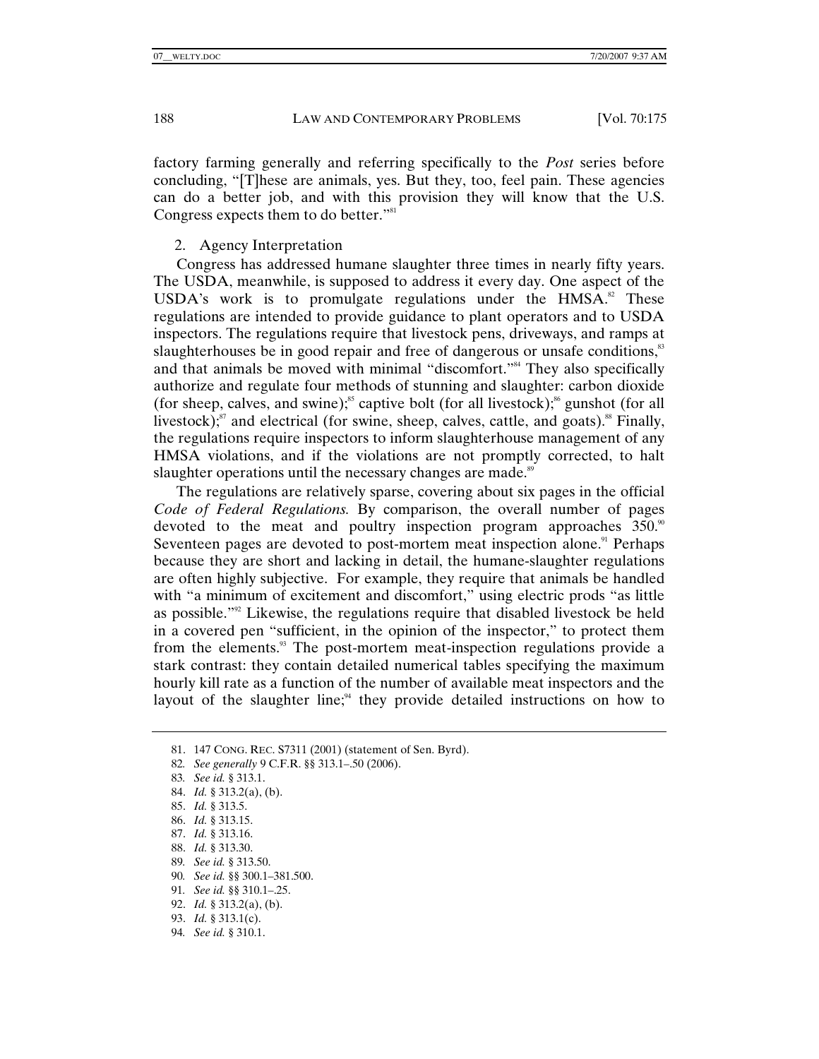factory farming generally and referring specifically to the *Post* series before concluding, "[T]hese are animals, yes. But they, too, feel pain. These agencies can do a better job, and with this provision they will know that the U.S. Congress expects them to do better."[81]

2. Agency Interpretation

Congress has addressed humane slaughter three times in nearly fifty years. The USDA, meanwhile, is supposed to address it every day. One aspect of the USDA's work is to promulgate regulations under the HMSA.[82] These regulations are intended to provide guidance to plant operators and to USDA inspectors. The regulations require that livestock pens, driveways, and ramps at slaughterhouses be in good repair and free of dangerous or unsafe conditions,[83] and that animals be moved with minimal "discomfort."[84] They also specifically authorize and regulate four methods of stunning and slaughter: carbon dioxide (for sheep, calves, and swine);[85] captive bolt (for all livestock);[86] gunshot (for all livestock);[87] and electrical (for swine, sheep, calves, cattle, and goats).[88] Finally, the regulations require inspectors to inform slaughterhouse management of any HMSA violations, and if the violations are not promptly corrected, to halt slaughter operations until the necessary changes are made.[89]

The regulations are relatively sparse, covering about six pages in the official *Code of Federal Regulations*. By comparison, the overall number of pages devoted to the meat and poultry inspection program approaches 350.[90] Seventeen pages are devoted to post-mortem meat inspection alone.[91] Perhaps because they are short and lacking in detail, the humane-slaughter regulations are often highly subjective. For example, they require that animals be handled with "a minimum of excitement and discomfort," using electric prods "as little as possible."[92] Likewise, the regulations require that disabled livestock be held in a covered pen "sufficient, in the opinion of the inspector," to protect them from the elements.[93] The post-mortem meat-inspection regulations provide a stark contrast: they contain detailed numerical tables specifying the maximum hourly kill rate as a function of the number of available meat inspectors and the layout of the slaughter line;[94] they provide detailed instructions on how to

---

81. 147 CONG. REC. S7311 (2001) (statement of Sen. Byrd).
82. *See generally* 9 C.F.R. §§ 313.1–.50 (2006).
83. *See id.* § 313.1.
84. *Id.* § 313.2(a), (b).
85. *Id.* § 313.5.
86. *Id.* § 313.15.
87. *Id.* § 313.16.
88. *Id.* § 313.30.
89. *See id.* § 313.50.
90. *See id.* §§ 300.1–381.500.
91. *See id.* §§ 310.1–.25.
92. *Id.* § 313.2(a), (b).
93. *Id.* § 313.1(c).
94. *See id.* § 310.1.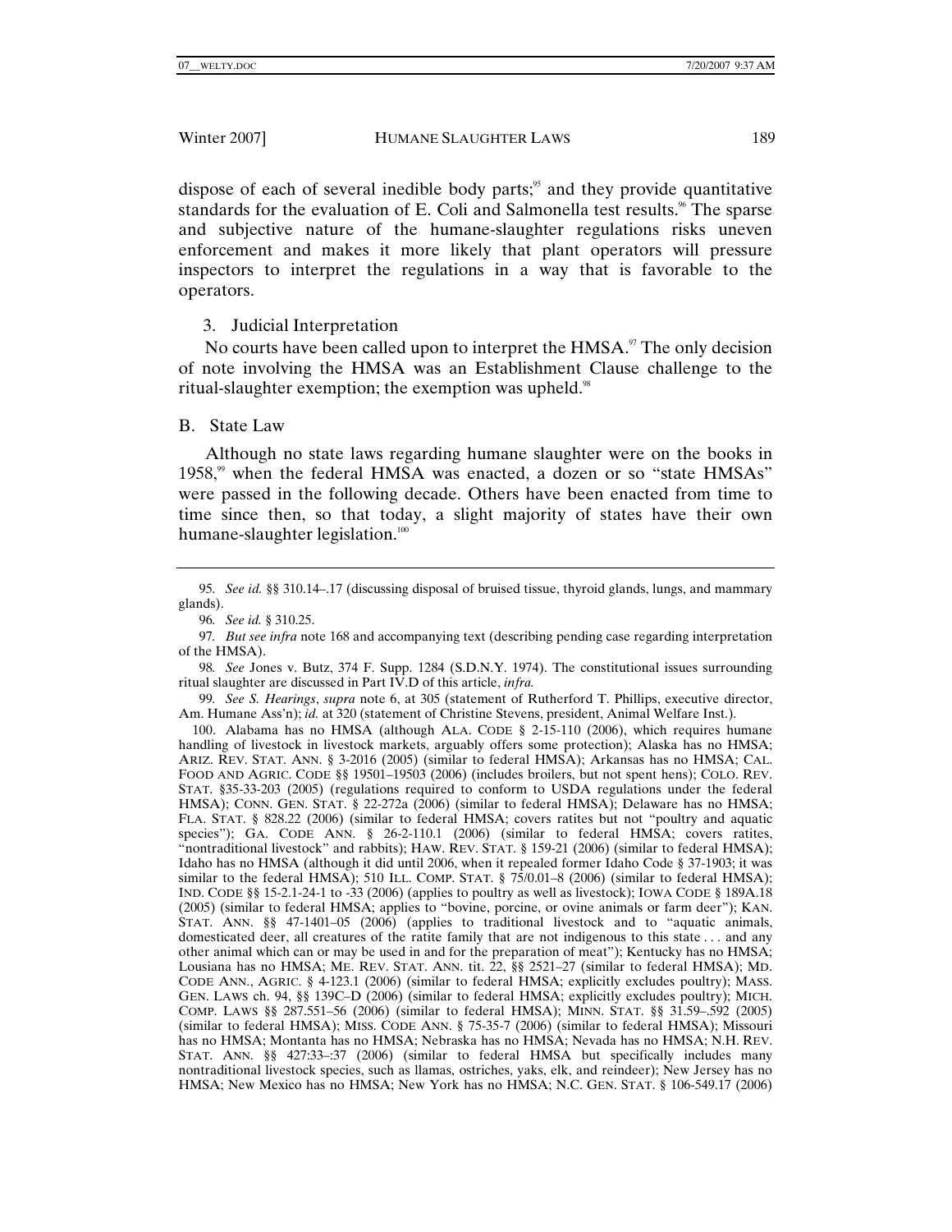dispose of each of several inedible body parts;[95] and they provide quantitative standards for the evaluation of E. Coli and Salmonella test results.[96] The sparse and subjective nature of the humane-slaughter regulations risks uneven enforcement and makes it more likely that plant operators will pressure inspectors to interpret the regulations in a way that is favorable to the operators.

### 3. Judicial Interpretation

No courts have been called upon to interpret the HMSA.[97] The only decision of note involving the HMSA was an Establishment Clause challenge to the ritual-slaughter exemption; the exemption was upheld.[98]

## B. State Law

Although no state laws regarding humane slaughter were on the books in 1958,[99] when the federal HMSA was enacted, a dozen or so "state HMSAs" were passed in the following decade. Others have been enacted from time to time since then, so that today, a slight majority of states have their own humane-slaughter legislation.[100]

---

95. *See id.* §§ 310.14–.17 (discussing disposal of bruised tissue, thyroid glands, lungs, and mammary glands).

96. *See id.* § 310.25.

97. *But see infra* note 168 and accompanying text (describing pending case regarding interpretation of the HMSA).

98. *See* Jones v. Butz, 374 F. Supp. 1284 (S.D.N.Y. 1974). The constitutional issues surrounding ritual slaughter are discussed in Part IV.D of this article, *infra.*

99. *See S. Hearings*, *supra* note 6, at 305 (statement of Rutherford T. Phillips, executive director, Am. Humane Ass'n); *id.* at 320 (statement of Christine Stevens, president, Animal Welfare Inst.).

100. Alabama has no HMSA (although ALA. CODE § 2-15-110 (2006), which requires humane handling of livestock in livestock markets, arguably offers some protection); Alaska has no HMSA; ARIZ. REV. STAT. ANN. § 3-2016 (2005) (similar to federal HMSA); Arkansas has no HMSA; CAL. FOOD AND AGRIC. CODE §§ 19501–19503 (2006) (includes broilers, but not spent hens); COLO. REV. STAT. §35-33-203 (2005) (regulations required to conform to USDA regulations under the federal HMSA); CONN. GEN. STAT. § 22-272a (2006) (similar to federal HMSA); Delaware has no HMSA; FLA. STAT. § 828.22 (2006) (similar to federal HMSA; covers ratites but not "poultry and aquatic species"); GA. CODE ANN. § 26-2-110.1 (2006) (similar to federal HMSA; covers ratites, "nontraditional livestock" and rabbits); HAW. REV. STAT. § 159-21 (2006) (similar to federal HMSA); Idaho has no HMSA (although it did until 2006, when it repealed former Idaho Code § 37-1903; it was similar to the federal HMSA); 510 ILL. COMP. STAT. § 75/0.01–8 (2006) (similar to federal HMSA); IND. CODE §§ 15-2.1-24-1 to -33 (2006) (applies to poultry as well as livestock); IOWA CODE § 189A.18 (2005) (similar to federal HMSA; applies to "bovine, porcine, or ovine animals or farm deer"); KAN. STAT. ANN. §§ 47-1401–05 (2006) (applies to traditional livestock and to "aquatic animals, domesticated deer, all creatures of the ratite family that are not indigenous to this state . . . and any other animal which can or may be used in and for the preparation of meat"); Kentucky has no HMSA; Lousiana has no HMSA; ME. REV. STAT. ANN. tit. 22, §§ 2521–27 (similar to federal HMSA); MD. CODE ANN., AGRIC. § 4-123.1 (2006) (similar to federal HMSA; explicitly excludes poultry); MASS. GEN. LAWS ch. 94, §§ 139C–D (2006) (similar to federal HMSA; explicitly excludes poultry); MICH. COMP. LAWS §§ 287.551–56 (2006) (similar to federal HMSA); MINN. STAT. §§ 31.59–.592 (2005) (similar to federal HMSA); MISS. CODE ANN. § 75-35-7 (2006) (similar to federal HMSA); Missouri has no HMSA; Montanta has no HMSA; Nebraska has no HMSA; Nevada has no HMSA; N.H. REV. STAT. ANN. §§ 427:33–:37 (2006) (similar to federal HMSA but specifically includes many nontraditional livestock species, such as llamas, ostriches, yaks, elk, and reindeer); New Jersey has no HMSA; New Mexico has no HMSA; New York has no HMSA; N.C. GEN. STAT. § 106-549.17 (2006)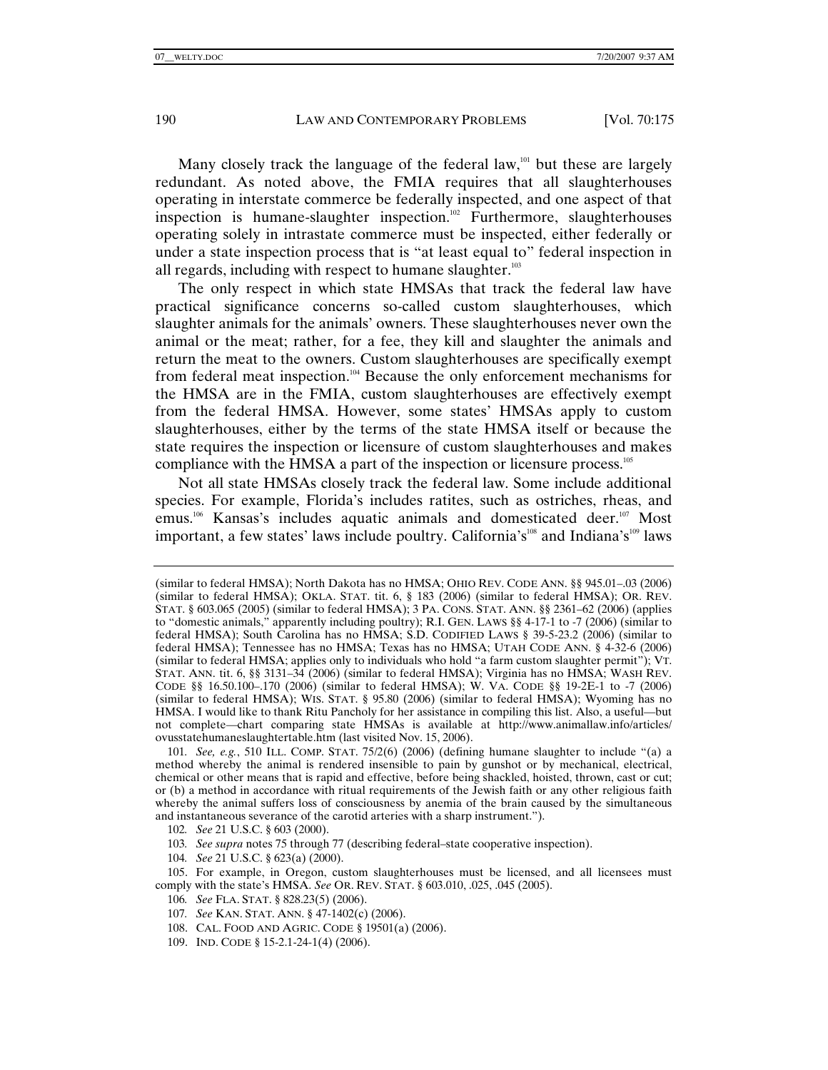Many closely track the language of the federal law,[101] but these are largely redundant. As noted above, the FMIA requires that all slaughterhouses operating in interstate commerce be federally inspected, and one aspect of that inspection is humane-slaughter inspection.[102] Furthermore, slaughterhouses operating solely in intrastate commerce must be inspected, either federally or under a state inspection process that is "at least equal to" federal inspection in all regards, including with respect to humane slaughter.[103]

The only respect in which state HMSAs that track the federal law have practical significance concerns so-called custom slaughterhouses, which slaughter animals for the animals' owners. These slaughterhouses never own the animal or the meat; rather, for a fee, they kill and slaughter the animals and return the meat to the owners. Custom slaughterhouses are specifically exempt from federal meat inspection.[104] Because the only enforcement mechanisms for the HMSA are in the FMIA, custom slaughterhouses are effectively exempt from the federal HMSA. However, some states' HMSAs apply to custom slaughterhouses, either by the terms of the state HMSA itself or because the state requires the inspection or licensure of custom slaughterhouses and makes compliance with the HMSA a part of the inspection or licensure process.[105]

Not all state HMSAs closely track the federal law. Some include additional species. For example, Florida's includes ratites, such as ostriches, rheas, and emus.[106] Kansas's includes aquatic animals and domesticated deer.[107] Most important, a few states' laws include poultry. California's[108] and Indiana's[109] laws

---

(similar to federal HMSA); North Dakota has no HMSA; OHIO REV. CODE ANN. §§ 945.01–.03 (2006) (similar to federal HMSA); OKLA. STAT. tit. 6, § 183 (2006) (similar to federal HMSA); OR. REV. STAT. § 603.065 (2005) (similar to federal HMSA); 3 PA. CONS. STAT. ANN. §§ 2361–62 (2006) (applies to "domestic animals," apparently including poultry); R.I. GEN. LAWS §§ 4-17-1 to -7 (2006) (similar to federal HMSA); South Carolina has no HMSA; S.D. CODIFIED LAWS § 39-5-23.2 (2006) (similar to federal HMSA); Tennessee has no HMSA; Texas has no HMSA; UTAH CODE ANN. § 4-32-6 (2006) (similar to federal HMSA; applies only to individuals who hold "a farm custom slaughter permit"); VT. STAT. ANN. tit. 6, §§ 3131–34 (2006) (similar to federal HMSA); Virginia has no HMSA; WASH REV. CODE §§ 16.50.100–.170 (2006) (similar to federal HMSA); W. VA. CODE §§ 19-2E-1 to -7 (2006) (similar to federal HMSA); WIS. STAT. § 95.80 (2006) (similar to federal HMSA); Wyoming has no HMSA. I would like to thank Ritu Pancholy for her assistance in compiling this list. Also, a useful—but not complete—chart comparing state HMSAs is available at http://www.animallaw.info/articles/ovusstatehumaneslaughtertable.htm (last visited Nov. 15, 2006).

101. *See, e.g.*, 510 ILL. COMP. STAT. 75/2(6) (2006) (defining humane slaughter to include "(a) a method whereby the animal is rendered insensible to pain by gunshot or by mechanical, electrical, chemical or other means that is rapid and effective, before being shackled, hoisted, thrown, cast or cut; or (b) a method in accordance with ritual requirements of the Jewish faith or any other religious faith whereby the animal suffers loss of consciousness by anemia of the brain caused by the simultaneous and instantaneous severance of the carotid arteries with a sharp instrument.").

102. *See* 21 U.S.C. § 603 (2000).

103. *See supra* notes 75 through 77 (describing federal–state cooperative inspection).

104. *See* 21 U.S.C. § 623(a) (2000).

105. For example, in Oregon, custom slaughterhouses must be licensed, and all licensees must comply with the state's HMSA. *See* OR. REV. STAT. § 603.010, .025, .045 (2005).

106. *See* FLA. STAT. § 828.23(5) (2006).

107. *See* KAN. STAT. ANN. § 47-1402(c) (2006).

108. CAL. FOOD AND AGRIC. CODE § 19501(a) (2006).

109. IND. CODE § 15-2.1-24-1(4) (2006).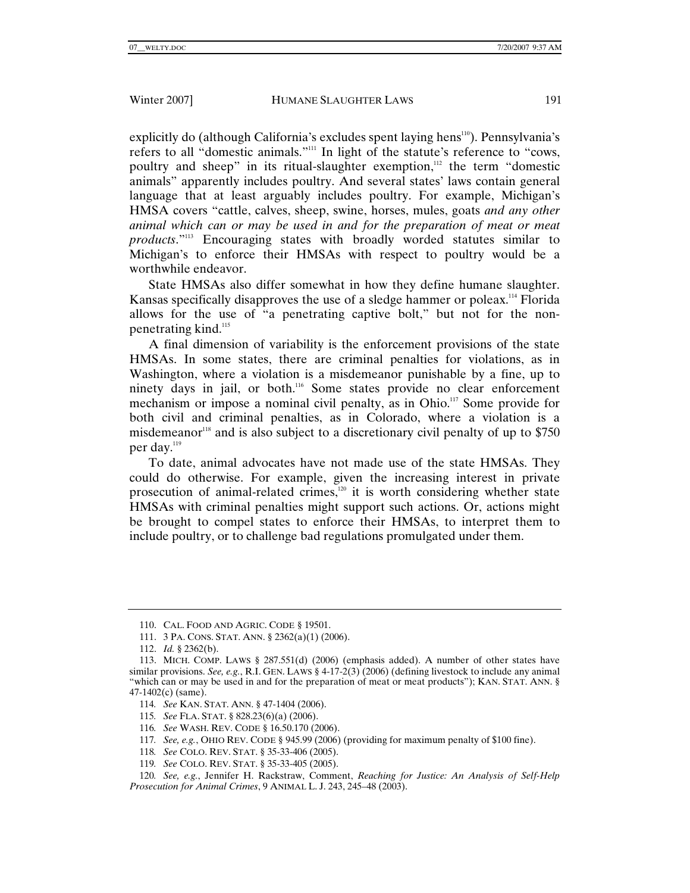explicitly do (although California's excludes spent laying hens[110]). Pennsylvania's refers to all "domestic animals."[111] In light of the statute's reference to "cows, poultry and sheep" in its ritual-slaughter exemption,[112] the term "domestic animals" apparently includes poultry. And several states' laws contain general language that at least arguably includes poultry. For example, Michigan's HMSA covers "cattle, calves, sheep, swine, horses, mules, goats *and any other animal which can or may be used in and for the preparation of meat or meat products*."[113] Encouraging states with broadly worded statutes similar to Michigan's to enforce their HMSAs with respect to poultry would be a worthwhile endeavor.

State HMSAs also differ somewhat in how they define humane slaughter. Kansas specifically disapproves the use of a sledge hammer or poleax.[114] Florida allows for the use of "a penetrating captive bolt," but not for the non-penetrating kind.[115]

A final dimension of variability is the enforcement provisions of the state HMSAs. In some states, there are criminal penalties for violations, as in Washington, where a violation is a misdemeanor punishable by a fine, up to ninety days in jail, or both.[116] Some states provide no clear enforcement mechanism or impose a nominal civil penalty, as in Ohio.[117] Some provide for both civil and criminal penalties, as in Colorado, where a violation is a misdemeanor[118] and is also subject to a discretionary civil penalty of up to $750 per day.[119]

To date, animal advocates have not made use of the state HMSAs. They could do otherwise. For example, given the increasing interest in private prosecution of animal-related crimes,[120] it is worth considering whether state HMSAs with criminal penalties might support such actions. Or, actions might be brought to compel states to enforce their HMSAs, to interpret them to include poultry, or to challenge bad regulations promulgated under them.

---

110. CAL. FOOD AND AGRIC. CODE § 19501.

111. 3 PA. CONS. STAT. ANN. § 2362(a)(1) (2006).

112. *Id.* § 2362(b).

113. MICH. COMP. LAWS § 287.551(d) (2006) (emphasis added). A number of other states have similar provisions. *See, e.g.*, R.I. GEN. LAWS § 4-17-2(3) (2006) (defining livestock to include any animal "which can or may be used in and for the preparation of meat or meat products"); KAN. STAT. ANN. § 47-1402(c) (same).

114. *See* KAN. STAT. ANN. § 47-1404 (2006).

115. *See* FLA. STAT. § 828.23(6)(a) (2006).

116. *See* WASH. REV. CODE § 16.50.170 (2006).

117. *See, e.g.*, OHIO REV. CODE § 945.99 (2006) (providing for maximum penalty of $100 fine).

118. *See* COLO. REV. STAT. § 35-33-406 (2005).

119. *See* COLO. REV. STAT. § 35-33-405 (2005).

120. *See, e.g.*, Jennifer H. Rackstraw, Comment, *Reaching for Justice: An Analysis of Self-Help Prosecution for Animal Crimes*, 9 ANIMAL L. J. 243, 245–48 (2003).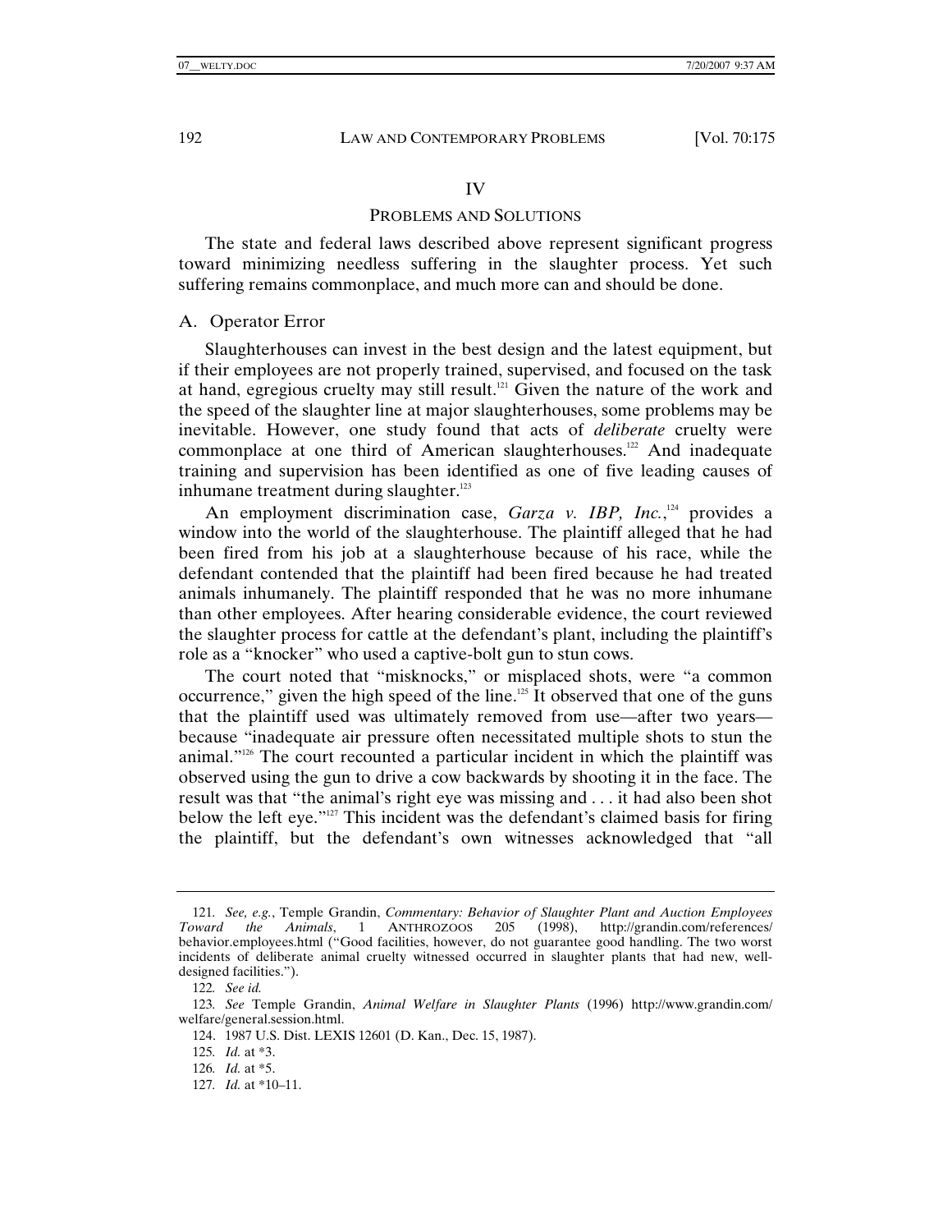## IV

## PROBLEMS AND SOLUTIONS

The state and federal laws described above represent significant progress toward minimizing needless suffering in the slaughter process. Yet such suffering remains commonplace, and much more can and should be done.

### A. Operator Error

Slaughterhouses can invest in the best design and the latest equipment, but if their employees are not properly trained, supervised, and focused on the task at hand, egregious cruelty may still result.[121] Given the nature of the work and the speed of the slaughter line at major slaughterhouses, some problems may be inevitable. However, one study found that acts of *deliberate* cruelty were commonplace at one third of American slaughterhouses.[122] And inadequate training and supervision has been identified as one of five leading causes of inhumane treatment during slaughter.[123]

An employment discrimination case, *Garza v. IBP, Inc.*,[124] provides a window into the world of the slaughterhouse. The plaintiff alleged that he had been fired from his job at a slaughterhouse because of his race, while the defendant contended that the plaintiff had been fired because he had treated animals inhumanely. The plaintiff responded that he was no more inhumane than other employees. After hearing considerable evidence, the court reviewed the slaughter process for cattle at the defendant's plant, including the plaintiff's role as a "knocker" who used a captive-bolt gun to stun cows.

The court noted that "misknocks," or misplaced shots, were "a common occurrence," given the high speed of the line.[125] It observed that one of the guns that the plaintiff used was ultimately removed from use—after two years—because "inadequate air pressure often necessitated multiple shots to stun the animal."[126] The court recounted a particular incident in which the plaintiff was observed using the gun to drive a cow backwards by shooting it in the face. The result was that "the animal's right eye was missing and . . . it had also been shot below the left eye."[127] This incident was the defendant's claimed basis for firing the plaintiff, but the defendant's own witnesses acknowledged that "all

---

121. *See, e.g.*, Temple Grandin, *Commentary: Behavior of Slaughter Plant and Auction Employees Toward the Animals*, 1 ANTHROZOOS 205 (1998), http://grandin.com/references/behavior.employees.html ("Good facilities, however, do not guarantee good handling. The two worst incidents of deliberate animal cruelty witnessed occurred in slaughter plants that had new, well-designed facilities.").

122. *See id.*

123. *See* Temple Grandin, *Animal Welfare in Slaughter Plants* (1996) http://www.grandin.com/welfare/general.session.html.

124. 1987 U.S. Dist. LEXIS 12601 (D. Kan., Dec. 15, 1987).

125. *Id.* at *3.

126. *Id.* at *5.

127. *Id.* at *10–11.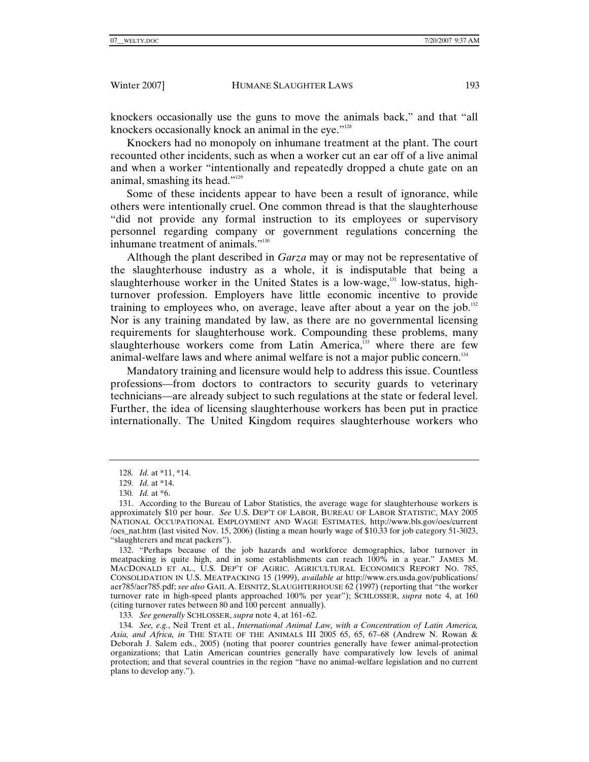knockers occasionally use the guns to move the animals back," and that "all knockers occasionally knock an animal in the eye."[128]

Knockers had no monopoly on inhumane treatment at the plant. The court recounted other incidents, such as when a worker cut an ear off of a live animal and when a worker "intentionally and repeatedly dropped a chute gate on an animal, smashing its head."[129]

Some of these incidents appear to have been a result of ignorance, while others were intentionally cruel. One common thread is that the slaughterhouse "did not provide any formal instruction to its employees or supervisory personnel regarding company or government regulations concerning the inhumane treatment of animals."[130]

Although the plant described in *Garza* may or may not be representative of the slaughterhouse industry as a whole, it is indisputable that being a slaughterhouse worker in the United States is a low-wage,[131] low-status, high-turnover profession. Employers have little economic incentive to provide training to employees who, on average, leave after about a year on the job.[132] Nor is any training mandated by law, as there are no governmental licensing requirements for slaughterhouse work. Compounding these problems, many slaughterhouse workers come from Latin America,[133] where there are few animal-welfare laws and where animal welfare is not a major public concern.[134]

Mandatory training and licensure would help to address this issue. Countless professions—from doctors to contractors to security guards to veterinary technicians—are already subject to such regulations at the state or federal level. Further, the idea of licensing slaughterhouse workers has been put in practice internationally. The United Kingdom requires slaughterhouse workers who

---

128. *Id.* at \*11, \*14.

129. *Id.* at \*14.

130. *Id.* at \*6.

131. According to the Bureau of Labor Statistics, the average wage for slaughterhouse workers is approximately $10 per hour. *See* U.S. DEP'T OF LABOR, BUREAU OF LABOR STATISTIC, MAY 2005 NATIONAL OCCUPATIONAL EMPLOYMENT AND WAGE ESTIMATES, http://www.bls.gov/oes/current /oes_nat.htm (last visited Nov. 15, 2006) (listing a mean hourly wage of $10.33 for job category 51-3023, "slaughterers and meat packers").

132. "Perhaps because of the job hazards and workforce demographics, labor turnover in meatpacking is quite high, and in some establishments can reach 100% in a year." JAMES M. MACDONALD ET AL., U.S. DEP'T OF AGRIC. AGRICULTURAL ECONOMICS REPORT NO. 785, CONSOLIDATION IN U.S. MEATPACKING 15 (1999), *available at* http://www.ers.usda.gov/publications/ aer785/aer785.pdf; *see also* GAIL A. EISNITZ, SLAUGHTERHOUSE 62 (1997) (reporting that "the worker turnover rate in high-speed plants approached 100% per year"); SCHLOSSER, *supra* note 4, at 160 (citing turnover rates between 80 and 100 percent annually).

133. *See generally* SCHLOSSER, *supra* note 4, at 161–62.

134. *See, e.g.*, Neil Trent et al*.*, *International Animal Law, with a Concentration of Latin America, Asia, and Africa, in* THE STATE OF THE ANIMALS III 2005 65, 65, 67–68 (Andrew N. Rowan & Deborah J. Salem eds., 2005) (noting that poorer countries generally have fewer animal-protection organizations; that Latin American countries generally have comparatively low levels of animal protection; and that several countries in the region "have no animal-welfare legislation and no current plans to develop any.").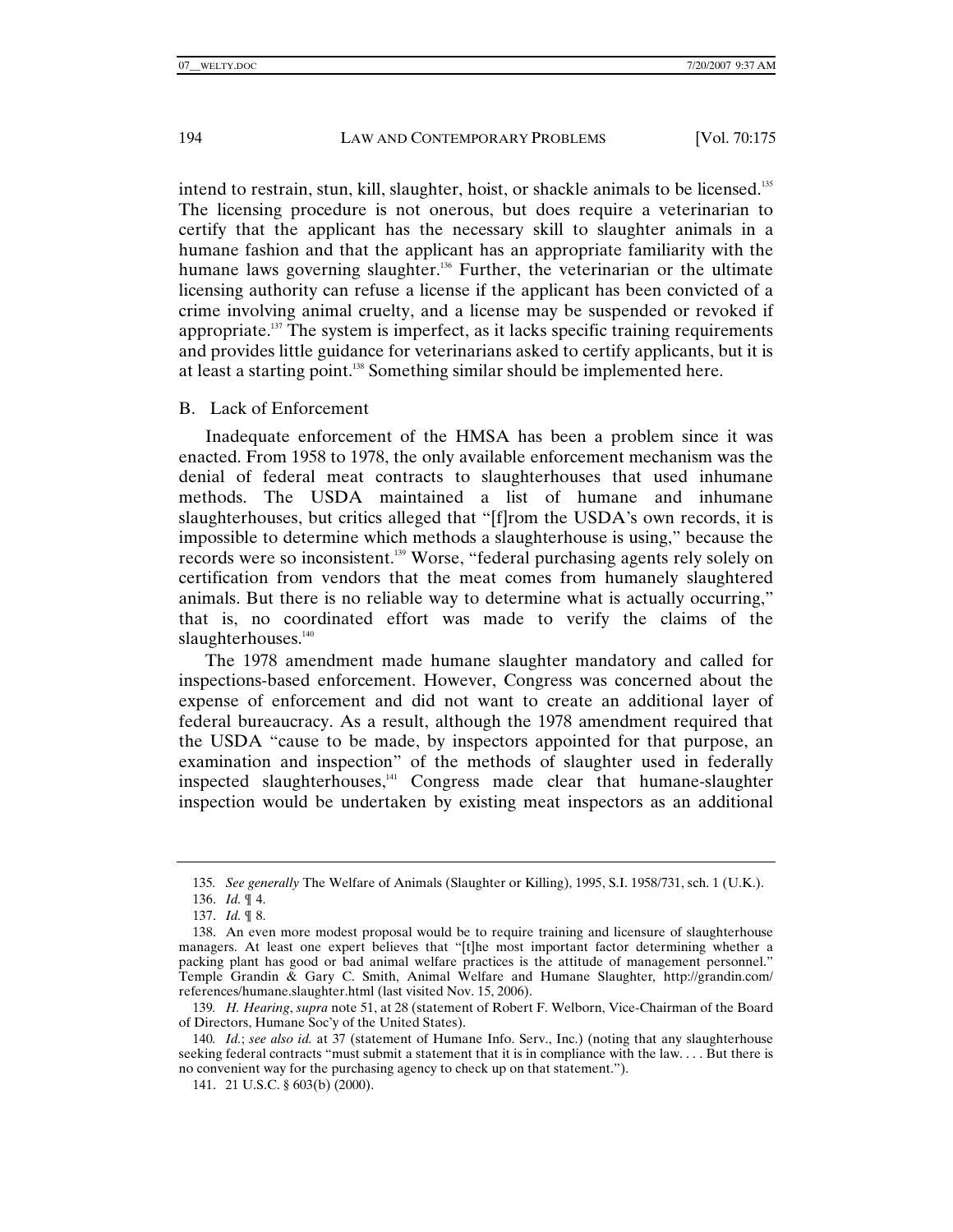intend to restrain, stun, kill, slaughter, hoist, or shackle animals to be licensed.[135] The licensing procedure is not onerous, but does require a veterinarian to certify that the applicant has the necessary skill to slaughter animals in a humane fashion and that the applicant has an appropriate familiarity with the humane laws governing slaughter.[136] Further, the veterinarian or the ultimate licensing authority can refuse a license if the applicant has been convicted of a crime involving animal cruelty, and a license may be suspended or revoked if appropriate.[137] The system is imperfect, as it lacks specific training requirements and provides little guidance for veterinarians asked to certify applicants, but it is at least a starting point.[138] Something similar should be implemented here.

B. Lack of Enforcement

Inadequate enforcement of the HMSA has been a problem since it was enacted. From 1958 to 1978, the only available enforcement mechanism was the denial of federal meat contracts to slaughterhouses that used inhumane methods. The USDA maintained a list of humane and inhumane slaughterhouses, but critics alleged that "[f]rom the USDA's own records, it is impossible to determine which methods a slaughterhouse is using," because the records were so inconsistent.[139] Worse, "federal purchasing agents rely solely on certification from vendors that the meat comes from humanely slaughtered animals. But there is no reliable way to determine what is actually occurring," that is, no coordinated effort was made to verify the claims of the slaughterhouses.[140]

The 1978 amendment made humane slaughter mandatory and called for inspections-based enforcement. However, Congress was concerned about the expense of enforcement and did not want to create an additional layer of federal bureaucracy. As a result, although the 1978 amendment required that the USDA "cause to be made, by inspectors appointed for that purpose, an examination and inspection" of the methods of slaughter used in federally inspected slaughterhouses,[141] Congress made clear that humane-slaughter inspection would be undertaken by existing meat inspectors as an additional

---

135. *See generally* The Welfare of Animals (Slaughter or Killing), 1995, S.I. 1958/731, sch. 1 (U.K.).

136. *Id.* ¶ 4.

137. *Id.* ¶ 8.

138. An even more modest proposal would be to require training and licensure of slaughterhouse managers. At least one expert believes that "[t]he most important factor determining whether a packing plant has good or bad animal welfare practices is the attitude of management personnel." Temple Grandin & Gary C. Smith, Animal Welfare and Humane Slaughter, http://grandin.com/references/humane.slaughter.html (last visited Nov. 15, 2006).

139. *H. Hearing*, *supra* note 51, at 28 (statement of Robert F. Welborn, Vice-Chairman of the Board of Directors, Humane Soc'y of the United States).

140. *Id.*; *see also id.* at 37 (statement of Humane Info. Serv., Inc.) (noting that any slaughterhouse seeking federal contracts "must submit a statement that it is in compliance with the law. . . . But there is no convenient way for the purchasing agency to check up on that statement.").

141. 21 U.S.C. § 603(b) (2000).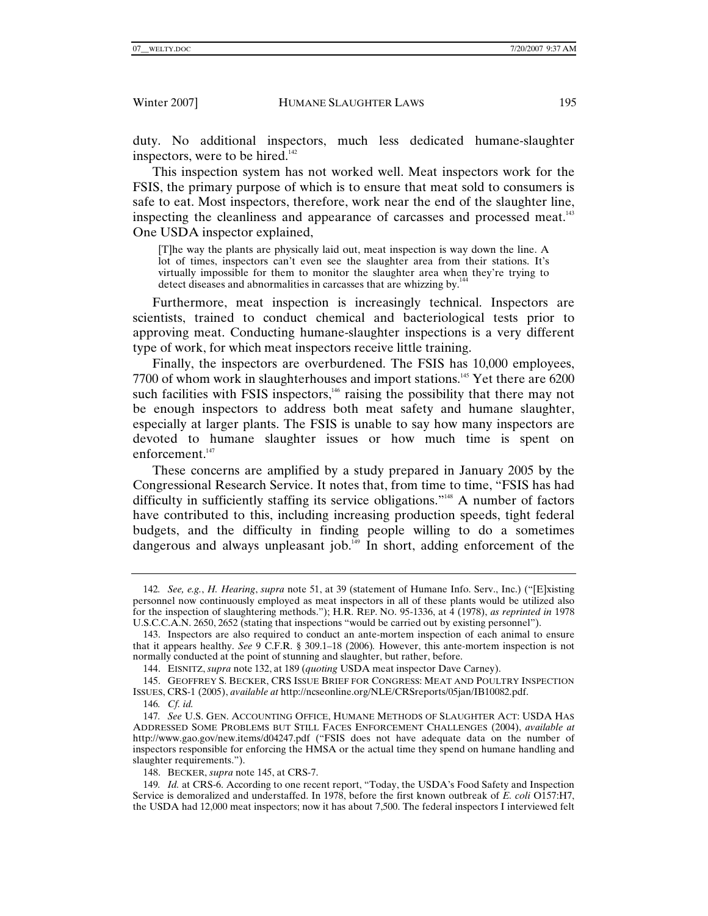duty. No additional inspectors, much less dedicated humane-slaughter inspectors, were to be hired.[142]

This inspection system has not worked well. Meat inspectors work for the FSIS, the primary purpose of which is to ensure that meat sold to consumers is safe to eat. Most inspectors, therefore, work near the end of the slaughter line, inspecting the cleanliness and appearance of carcasses and processed meat.[143] One USDA inspector explained,

> [T]he way the plants are physically laid out, meat inspection is way down the line. A lot of times, inspectors can't even see the slaughter area from their stations. It's virtually impossible for them to monitor the slaughter area when they're trying to detect diseases and abnormalities in carcasses that are whizzing by.[144]

Furthermore, meat inspection is increasingly technical. Inspectors are scientists, trained to conduct chemical and bacteriological tests prior to approving meat. Conducting humane-slaughter inspections is a very different type of work, for which meat inspectors receive little training.

Finally, the inspectors are overburdened. The FSIS has 10,000 employees, 7700 of whom work in slaughterhouses and import stations.[145] Yet there are 6200 such facilities with FSIS inspectors,[146] raising the possibility that there may not be enough inspectors to address both meat safety and humane slaughter, especially at larger plants. The FSIS is unable to say how many inspectors are devoted to humane slaughter issues or how much time is spent on enforcement.[147]

These concerns are amplified by a study prepared in January 2005 by the Congressional Research Service. It notes that, from time to time, "FSIS has had difficulty in sufficiently staffing its service obligations."[148] A number of factors have contributed to this, including increasing production speeds, tight federal budgets, and the difficulty in finding people willing to do a sometimes dangerous and always unpleasant job.[149] In short, adding enforcement of the

---

142. *See, e.g.*, *H. Hearing*, *supra* note 51, at 39 (statement of Humane Info. Serv., Inc.) ("[E]xisting personnel now continuously employed as meat inspectors in all of these plants would be utilized also for the inspection of slaughtering methods."); H.R. REP. NO. 95-1336, at 4 (1978), *as reprinted in* 1978 U.S.C.C.A.N. 2650, 2652 (stating that inspections "would be carried out by existing personnel").

143. Inspectors are also required to conduct an ante-mortem inspection of each animal to ensure that it appears healthy. *See* 9 C.F.R. § 309.1–18 (2006). However, this ante-mortem inspection is not normally conducted at the point of stunning and slaughter, but rather, before.

144. EISNITZ, *supra* note 132, at 189 (*quoting* USDA meat inspector Dave Carney).

145. GEOFFREY S. BECKER, CRS ISSUE BRIEF FOR CONGRESS: MEAT AND POULTRY INSPECTION ISSUES, CRS-1 (2005), *available at* http://ncseonline.org/NLE/CRSreports/05jan/IB10082.pdf.

146. *Cf. id.*

147. *See* U.S. GEN. ACCOUNTING OFFICE, HUMANE METHODS OF SLAUGHTER ACT: USDA HAS ADDRESSED SOME PROBLEMS BUT STILL FACES ENFORCEMENT CHALLENGES (2004), *available at* http://www.gao.gov/new.items/d04247.pdf ("FSIS does not have adequate data on the number of inspectors responsible for enforcing the HMSA or the actual time they spend on humane handling and slaughter requirements.").

148. BECKER, *supra* note 145, at CRS-7.

149. *Id.* at CRS-6. According to one recent report, "Today, the USDA's Food Safety and Inspection Service is demoralized and understaffed. In 1978, before the first known outbreak of *E. coli* O157:H7, the USDA had 12,000 meat inspectors; now it has about 7,500. The federal inspectors I interviewed felt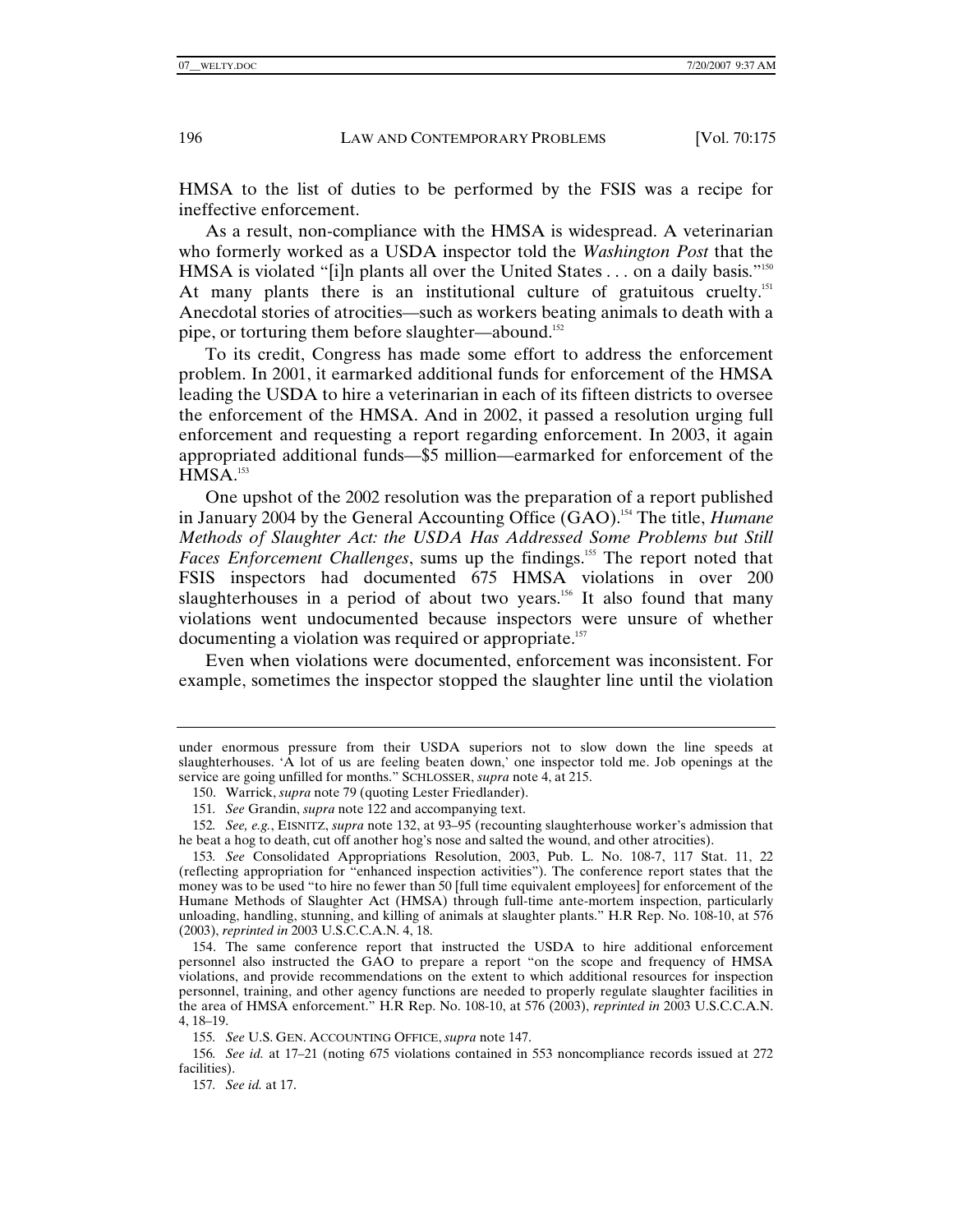HMSA to the list of duties to be performed by the FSIS was a recipe for ineffective enforcement.

As a result, non-compliance with the HMSA is widespread. A veterinarian who formerly worked as a USDA inspector told the *Washington Post* that the HMSA is violated "[i]n plants all over the United States . . . on a daily basis."[150] At many plants there is an institutional culture of gratuitous cruelty.[151] Anecdotal stories of atrocities—such as workers beating animals to death with a pipe, or torturing them before slaughter—abound.[152]

To its credit, Congress has made some effort to address the enforcement problem. In 2001, it earmarked additional funds for enforcement of the HMSA leading the USDA to hire a veterinarian in each of its fifteen districts to oversee the enforcement of the HMSA. And in 2002, it passed a resolution urging full enforcement and requesting a report regarding enforcement. In 2003, it again appropriated additional funds—$5 million—earmarked for enforcement of the HMSA.[153]

One upshot of the 2002 resolution was the preparation of a report published in January 2004 by the General Accounting Office (GAO).[154] The title, *Humane Methods of Slaughter Act: the USDA Has Addressed Some Problems but Still Faces Enforcement Challenges*, sums up the findings.[155] The report noted that FSIS inspectors had documented 675 HMSA violations in over 200 slaughterhouses in a period of about two years.[156] It also found that many violations went undocumented because inspectors were unsure of whether documenting a violation was required or appropriate.[157]

Even when violations were documented, enforcement was inconsistent. For example, sometimes the inspector stopped the slaughter line until the violation

---

under enormous pressure from their USDA superiors not to slow down the line speeds at slaughterhouses. 'A lot of us are feeling beaten down,' one inspector told me. Job openings at the service are going unfilled for months." SCHLOSSER, *supra* note 4, at 215.

150. Warrick, *supra* note 79 (quoting Lester Friedlander).

151. *See* Grandin, *supra* note 122 and accompanying text.

152. *See, e.g.*, EISNITZ, *supra* note 132, at 93–95 (recounting slaughterhouse worker's admission that he beat a hog to death, cut off another hog's nose and salted the wound, and other atrocities).

153. *See* Consolidated Appropriations Resolution, 2003, Pub. L. No. 108-7, 117 Stat. 11, 22 (reflecting appropriation for "enhanced inspection activities"). The conference report states that the money was to be used "to hire no fewer than 50 [full time equivalent employees] for enforcement of the Humane Methods of Slaughter Act (HMSA) through full-time ante-mortem inspection, particularly unloading, handling, stunning, and killing of animals at slaughter plants." H.R Rep. No. 108-10, at 576 (2003), *reprinted in* 2003 U.S.C.C.A.N. 4, 18.

154. The same conference report that instructed the USDA to hire additional enforcement personnel also instructed the GAO to prepare a report "on the scope and frequency of HMSA violations, and provide recommendations on the extent to which additional resources for inspection personnel, training, and other agency functions are needed to properly regulate slaughter facilities in the area of HMSA enforcement." H.R Rep. No. 108-10, at 576 (2003), *reprinted in* 2003 U.S.C.C.A.N. 4, 18–19.

155. *See* U.S. GEN. ACCOUNTING OFFICE, *supra* note 147.

156. *See id.* at 17–21 (noting 675 violations contained in 553 noncompliance records issued at 272 facilities).

157. *See id.* at 17.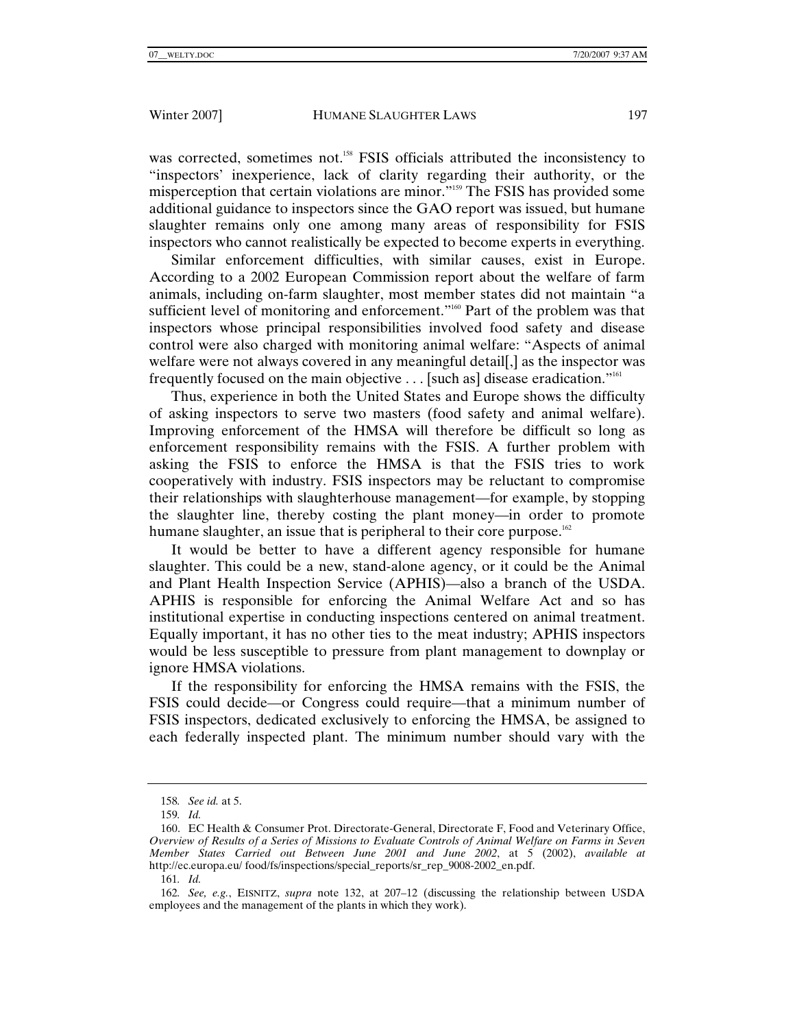was corrected, sometimes not.[158] FSIS officials attributed the inconsistency to "inspectors' inexperience, lack of clarity regarding their authority, or the misperception that certain violations are minor."[159] The FSIS has provided some additional guidance to inspectors since the GAO report was issued, but humane slaughter remains only one among many areas of responsibility for FSIS inspectors who cannot realistically be expected to become experts in everything.

Similar enforcement difficulties, with similar causes, exist in Europe. According to a 2002 European Commission report about the welfare of farm animals, including on-farm slaughter, most member states did not maintain "a sufficient level of monitoring and enforcement."[160] Part of the problem was that inspectors whose principal responsibilities involved food safety and disease control were also charged with monitoring animal welfare: "Aspects of animal welfare were not always covered in any meaningful detail[,] as the inspector was frequently focused on the main objective . . . [such as] disease eradication."[161]

Thus, experience in both the United States and Europe shows the difficulty of asking inspectors to serve two masters (food safety and animal welfare). Improving enforcement of the HMSA will therefore be difficult so long as enforcement responsibility remains with the FSIS. A further problem with asking the FSIS to enforce the HMSA is that the FSIS tries to work cooperatively with industry. FSIS inspectors may be reluctant to compromise their relationships with slaughterhouse management—for example, by stopping the slaughter line, thereby costing the plant money—in order to promote humane slaughter, an issue that is peripheral to their core purpose.[162]

It would be better to have a different agency responsible for humane slaughter. This could be a new, stand-alone agency, or it could be the Animal and Plant Health Inspection Service (APHIS)—also a branch of the USDA. APHIS is responsible for enforcing the Animal Welfare Act and so has institutional expertise in conducting inspections centered on animal treatment. Equally important, it has no other ties to the meat industry; APHIS inspectors would be less susceptible to pressure from plant management to downplay or ignore HMSA violations.

If the responsibility for enforcing the HMSA remains with the FSIS, the FSIS could decide—or Congress could require—that a minimum number of FSIS inspectors, dedicated exclusively to enforcing the HMSA, be assigned to each federally inspected plant. The minimum number should vary with the

---

158. *See id.* at 5.

159. *Id.*

160. EC Health & Consumer Prot. Directorate-General, Directorate F, Food and Veterinary Office, *Overview of Results of a Series of Missions to Evaluate Controls of Animal Welfare on Farms in Seven Member States Carried out Between June 2001 and June 2002*, at 5 (2002), *available at* http://ec.europa.eu/ food/fs/inspections/special_reports/sr_rep_9008-2002_en.pdf.

161. *Id.*

162. *See, e.g.*, EISNITZ, *supra* note 132, at 207–12 (discussing the relationship between USDA employees and the management of the plants in which they work).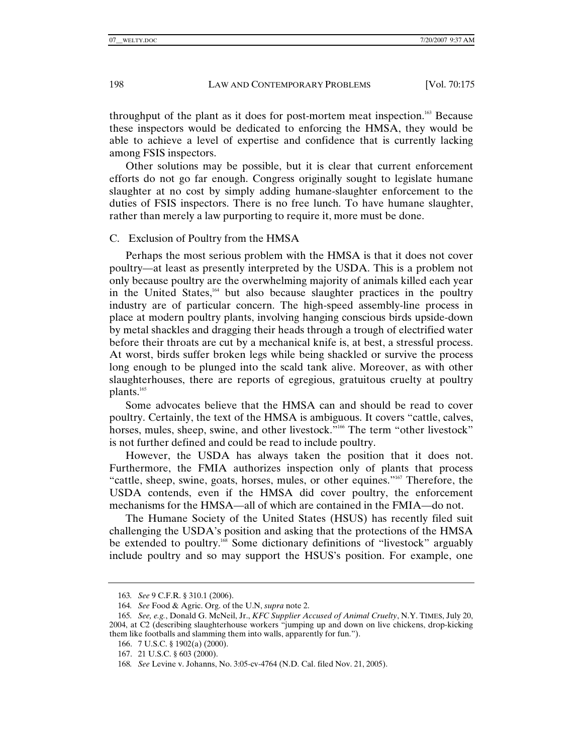throughput of the plant as it does for post-mortem meat inspection.[163] Because these inspectors would be dedicated to enforcing the HMSA, they would be able to achieve a level of expertise and confidence that is currently lacking among FSIS inspectors.

Other solutions may be possible, but it is clear that current enforcement efforts do not go far enough. Congress originally sought to legislate humane slaughter at no cost by simply adding humane-slaughter enforcement to the duties of FSIS inspectors. There is no free lunch. To have humane slaughter, rather than merely a law purporting to require it, more must be done.

## C. Exclusion of Poultry from the HMSA

Perhaps the most serious problem with the HMSA is that it does not cover poultry—at least as presently interpreted by the USDA. This is a problem not only because poultry are the overwhelming majority of animals killed each year in the United States,[164] but also because slaughter practices in the poultry industry are of particular concern. The high-speed assembly-line process in place at modern poultry plants, involving hanging conscious birds upside-down by metal shackles and dragging their heads through a trough of electrified water before their throats are cut by a mechanical knife is, at best, a stressful process. At worst, birds suffer broken legs while being shackled or survive the process long enough to be plunged into the scald tank alive. Moreover, as with other slaughterhouses, there are reports of egregious, gratuitous cruelty at poultry plants.[165]

Some advocates believe that the HMSA can and should be read to cover poultry. Certainly, the text of the HMSA is ambiguous. It covers "cattle, calves, horses, mules, sheep, swine, and other livestock."[166] The term "other livestock" is not further defined and could be read to include poultry.

However, the USDA has always taken the position that it does not. Furthermore, the FMIA authorizes inspection only of plants that process "cattle, sheep, swine, goats, horses, mules, or other equines."[167] Therefore, the USDA contends, even if the HMSA did cover poultry, the enforcement mechanisms for the HMSA—all of which are contained in the FMIA—do not.

The Humane Society of the United States (HSUS) has recently filed suit challenging the USDA's position and asking that the protections of the HMSA be extended to poultry.[168] Some dictionary definitions of "livestock" arguably include poultry and so may support the HSUS's position. For example, one

---

163. *See* 9 C.F.R. § 310.1 (2006).

164. *See* Food & Agric. Org. of the U.N, *supra* note 2.

165. *See, e.g.*, Donald G. McNeil, Jr., *KFC Supplier Accused of Animal Cruelty*, N.Y. TIMES, July 20, 2004, at C2 (describing slaughterhouse workers "jumping up and down on live chickens, drop-kicking them like footballs and slamming them into walls, apparently for fun.").

166. 7 U.S.C. § 1902(a) (2000).

167. 21 U.S.C. § 603 (2000).

168. *See* Levine v. Johanns, No. 3:05-cv-4764 (N.D. Cal. filed Nov. 21, 2005).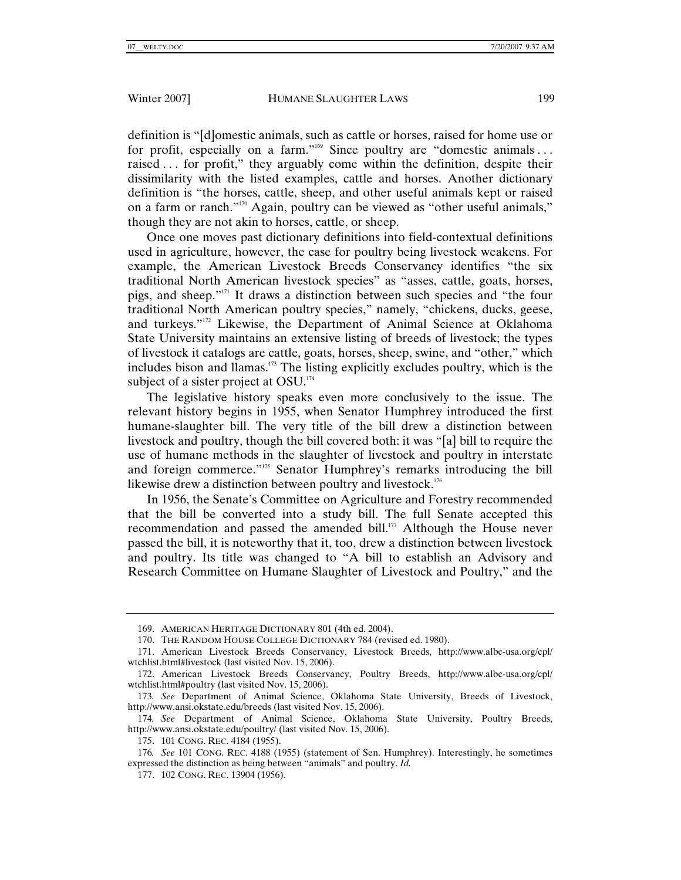definition is "[d]omestic animals, such as cattle or horses, raised for home use or for profit, especially on a farm."[169] Since poultry are "domestic animals . . . raised . . . for profit," they arguably come within the definition, despite their dissimilarity with the listed examples, cattle and horses. Another dictionary definition is "the horses, cattle, sheep, and other useful animals kept or raised on a farm or ranch."[170] Again, poultry can be viewed as "other useful animals," though they are not akin to horses, cattle, or sheep.

Once one moves past dictionary definitions into field-contextual definitions used in agriculture, however, the case for poultry being livestock weakens. For example, the American Livestock Breeds Conservancy identifies "the six traditional North American livestock species" as "asses, cattle, goats, horses, pigs, and sheep."[171] It draws a distinction between such species and "the four traditional North American poultry species," namely, "chickens, ducks, geese, and turkeys."[172] Likewise, the Department of Animal Science at Oklahoma State University maintains an extensive listing of breeds of livestock; the types of livestock it catalogs are cattle, goats, horses, sheep, swine, and "other," which includes bison and llamas.[173] The listing explicitly excludes poultry, which is the subject of a sister project at OSU.[174]

The legislative history speaks even more conclusively to the issue. The relevant history begins in 1955, when Senator Humphrey introduced the first humane-slaughter bill. The very title of the bill drew a distinction between livestock and poultry, though the bill covered both: it was "[a] bill to require the use of humane methods in the slaughter of livestock and poultry in interstate and foreign commerce."[175] Senator Humphrey's remarks introducing the bill likewise drew a distinction between poultry and livestock.[176]

In 1956, the Senate's Committee on Agriculture and Forestry recommended that the bill be converted into a study bill. The full Senate accepted this recommendation and passed the amended bill.[177] Although the House never passed the bill, it is noteworthy that it, too, drew a distinction between livestock and poultry. Its title was changed to "A bill to establish an Advisory and Research Committee on Humane Slaughter of Livestock and Poultry," and the

---

169. AMERICAN HERITAGE DICTIONARY 801 (4th ed. 2004).

170. THE RANDOM HOUSE COLLEGE DICTIONARY 784 (revised ed. 1980).

171. American Livestock Breeds Conservancy, Livestock Breeds, http://www.albc-usa.org/cpl/wtchlist.html#livestock (last visited Nov. 15, 2006).

172. American Livestock Breeds Conservancy, Poultry Breeds, http://www.albc-usa.org/cpl/wtchlist.html#poultry (last visited Nov. 15, 2006).

173. *See* Department of Animal Science, Oklahoma State University, Breeds of Livestock, http://www.ansi.okstate.edu/breeds (last visited Nov. 15, 2006).

174. *See* Department of Animal Science, Oklahoma State University, Poultry Breeds, http://www.ansi.okstate.edu/poultry/ (last visited Nov. 15, 2006).

175. 101 CONG. REC. 4184 (1955).

176. *See* 101 CONG. REC. 4188 (1955) (statement of Sen. Humphrey). Interestingly, he sometimes expressed the distinction as being between "animals" and poultry. *Id.*

177. 102 CONG. REC. 13904 (1956).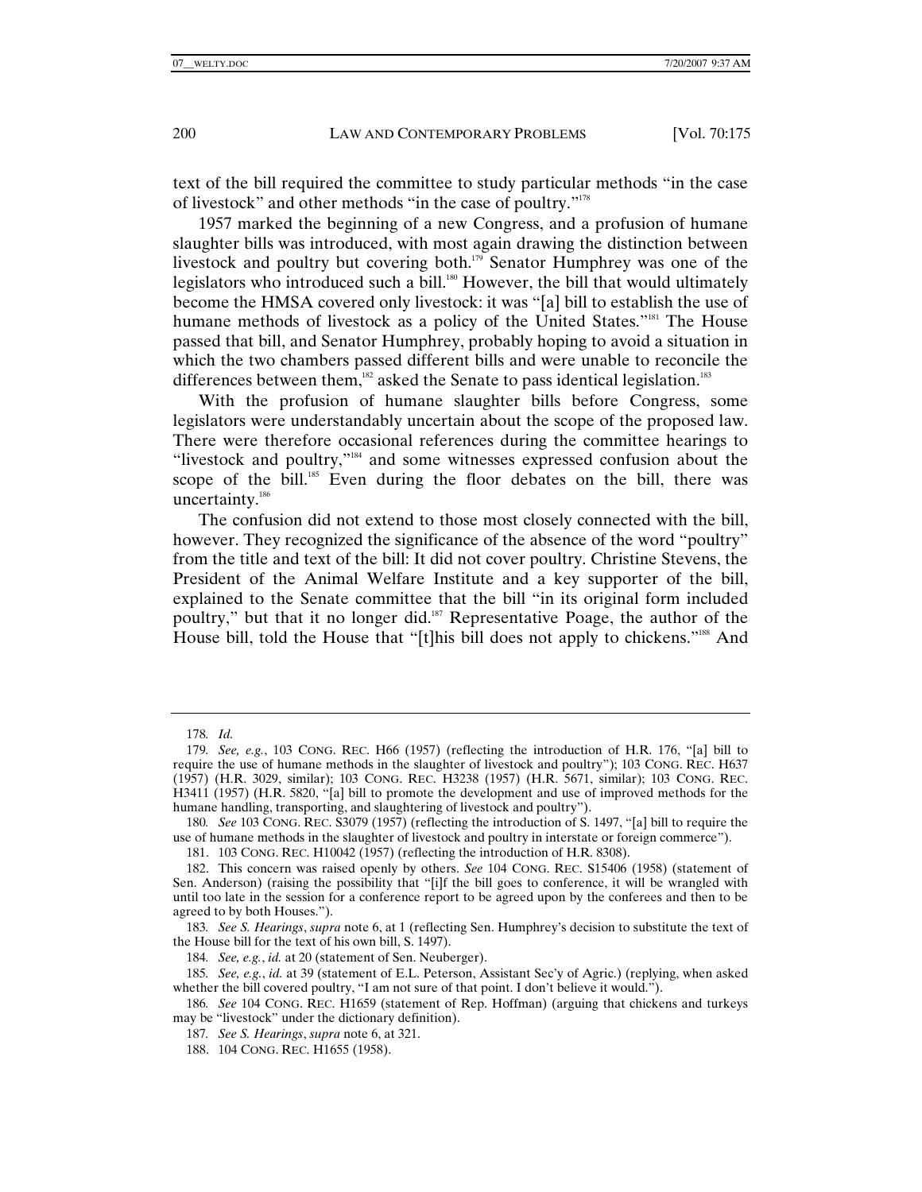text of the bill required the committee to study particular methods "in the case of livestock" and other methods "in the case of poultry."[178]

1957 marked the beginning of a new Congress, and a profusion of humane slaughter bills was introduced, with most again drawing the distinction between livestock and poultry but covering both.[179] Senator Humphrey was one of the legislators who introduced such a bill.[180] However, the bill that would ultimately become the HMSA covered only livestock: it was "[a] bill to establish the use of humane methods of livestock as a policy of the United States."[181] The House passed that bill, and Senator Humphrey, probably hoping to avoid a situation in which the two chambers passed different bills and were unable to reconcile the differences between them,[182] asked the Senate to pass identical legislation.[183]

With the profusion of humane slaughter bills before Congress, some legislators were understandably uncertain about the scope of the proposed law. There were therefore occasional references during the committee hearings to "livestock and poultry,"[184] and some witnesses expressed confusion about the scope of the bill.[185] Even during the floor debates on the bill, there was uncertainty.[186]

The confusion did not extend to those most closely connected with the bill, however. They recognized the significance of the absence of the word "poultry" from the title and text of the bill: It did not cover poultry. Christine Stevens, the President of the Animal Welfare Institute and a key supporter of the bill, explained to the Senate committee that the bill "in its original form included poultry," but that it no longer did.[187] Representative Poage, the author of the House bill, told the House that "[t]his bill does not apply to chickens."[188] And

---

178. *Id.*

179. *See, e.g.*, 103 CONG. REC. H66 (1957) (reflecting the introduction of H.R. 176, "[a] bill to require the use of humane methods in the slaughter of livestock and poultry"); 103 CONG. REC. H637 (1957) (H.R. 3029, similar); 103 CONG. REC. H3238 (1957) (H.R. 5671, similar); 103 CONG. REC. H3411 (1957) (H.R. 5820, "[a] bill to promote the development and use of improved methods for the humane handling, transporting, and slaughtering of livestock and poultry").

180. *See* 103 CONG. REC. S3079 (1957) (reflecting the introduction of S. 1497, "[a] bill to require the use of humane methods in the slaughter of livestock and poultry in interstate or foreign commerce").

181. 103 CONG. REC. H10042 (1957) (reflecting the introduction of H.R. 8308).

182. This concern was raised openly by others. *See* 104 CONG. REC. S15406 (1958) (statement of Sen. Anderson) (raising the possibility that "[i]f the bill goes to conference, it will be wrangled with until too late in the session for a conference report to be agreed upon by the conferees and then to be agreed to by both Houses.").

183. *See S. Hearings*, *supra* note 6, at 1 (reflecting Sen. Humphrey's decision to substitute the text of the House bill for the text of his own bill, S. 1497).

184. *See, e.g.*, *id.* at 20 (statement of Sen. Neuberger).

185. *See, e.g.*, *id.* at 39 (statement of E.L. Peterson, Assistant Sec'y of Agric.) (replying, when asked whether the bill covered poultry, "I am not sure of that point. I don't believe it would.").

186. *See* 104 CONG. REC. H1659 (statement of Rep. Hoffman) (arguing that chickens and turkeys may be "livestock" under the dictionary definition).

187. *See S. Hearings*, *supra* note 6, at 321.

188. 104 CONG. REC. H1655 (1958).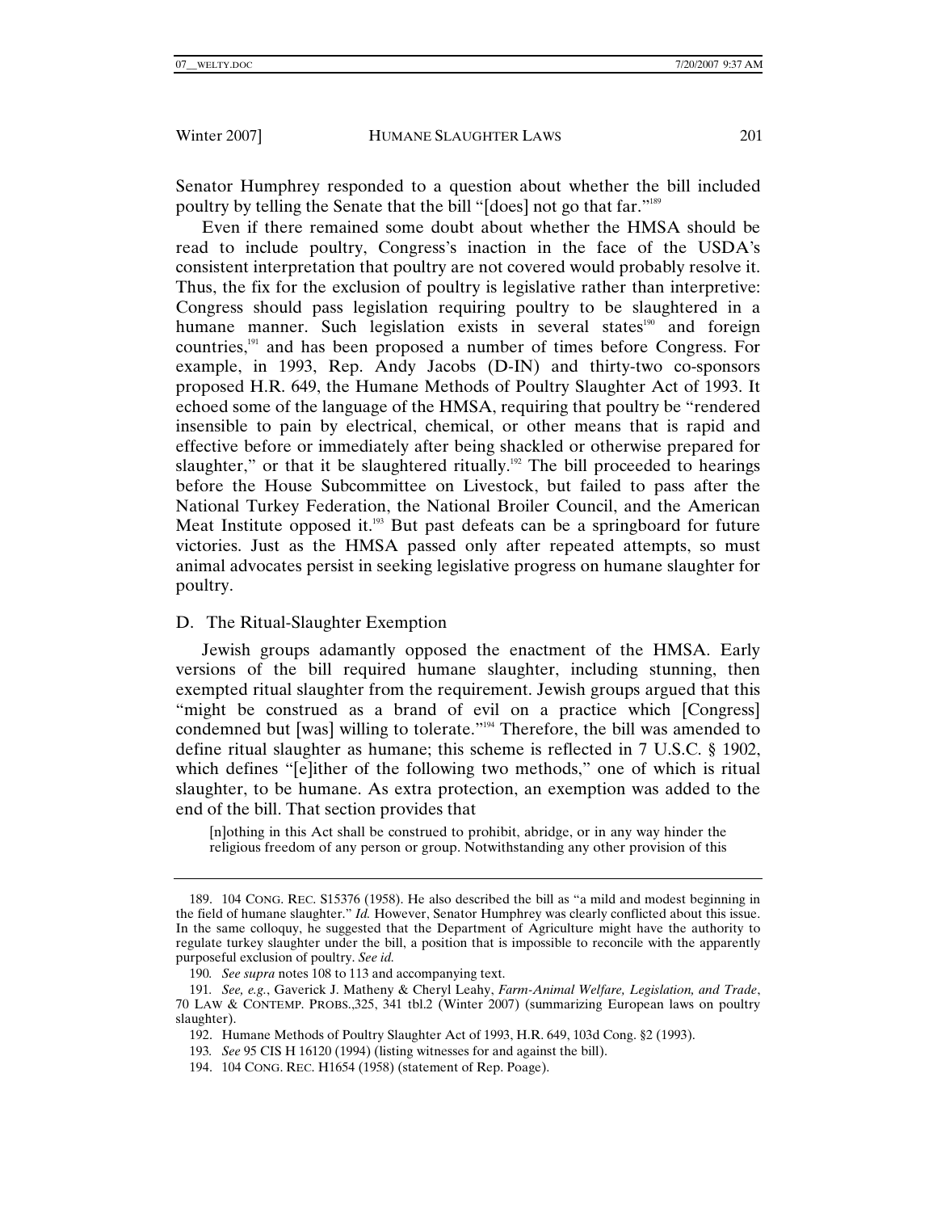Senator Humphrey responded to a question about whether the bill included poultry by telling the Senate that the bill "[does] not go that far."[189]

Even if there remained some doubt about whether the HMSA should be read to include poultry, Congress's inaction in the face of the USDA's consistent interpretation that poultry are not covered would probably resolve it. Thus, the fix for the exclusion of poultry is legislative rather than interpretive: Congress should pass legislation requiring poultry to be slaughtered in a humane manner. Such legislation exists in several states[190] and foreign countries,[191] and has been proposed a number of times before Congress. For example, in 1993, Rep. Andy Jacobs (D-IN) and thirty-two co-sponsors proposed H.R. 649, the Humane Methods of Poultry Slaughter Act of 1993. It echoed some of the language of the HMSA, requiring that poultry be "rendered insensible to pain by electrical, chemical, or other means that is rapid and effective before or immediately after being shackled or otherwise prepared for slaughter," or that it be slaughtered ritually.[192] The bill proceeded to hearings before the House Subcommittee on Livestock, but failed to pass after the National Turkey Federation, the National Broiler Council, and the American Meat Institute opposed it.[193] But past defeats can be a springboard for future victories. Just as the HMSA passed only after repeated attempts, so must animal advocates persist in seeking legislative progress on humane slaughter for poultry.

## D. The Ritual-Slaughter Exemption

Jewish groups adamantly opposed the enactment of the HMSA. Early versions of the bill required humane slaughter, including stunning, then exempted ritual slaughter from the requirement. Jewish groups argued that this "might be construed as a brand of evil on a practice which [Congress] condemned but [was] willing to tolerate."[194] Therefore, the bill was amended to define ritual slaughter as humane; this scheme is reflected in 7 U.S.C. § 1902, which defines "[e]ither of the following two methods," one of which is ritual slaughter, to be humane. As extra protection, an exemption was added to the end of the bill. That section provides that

> [n]othing in this Act shall be construed to prohibit, abridge, or in any way hinder the religious freedom of any person or group. Notwithstanding any other provision of this

---

189. 104 CONG. REC. S15376 (1958). He also described the bill as "a mild and modest beginning in the field of humane slaughter." *Id.* However, Senator Humphrey was clearly conflicted about this issue. In the same colloquy, he suggested that the Department of Agriculture might have the authority to regulate turkey slaughter under the bill, a position that is impossible to reconcile with the apparently purposeful exclusion of poultry. *See id.*

190. *See supra* notes 108 to 113 and accompanying text.

191. *See, e.g.*, Gaverick J. Matheny & Cheryl Leahy, *Farm-Animal Welfare, Legislation, and Trade*, 70 LAW & CONTEMP. PROBS.,325, 341 tbl.2 (Winter 2007) (summarizing European laws on poultry slaughter).

192. Humane Methods of Poultry Slaughter Act of 1993, H.R. 649, 103d Cong. §2 (1993).

193. *See* 95 CIS H 16120 (1994) (listing witnesses for and against the bill).

194. 104 CONG. REC. H1654 (1958) (statement of Rep. Poage).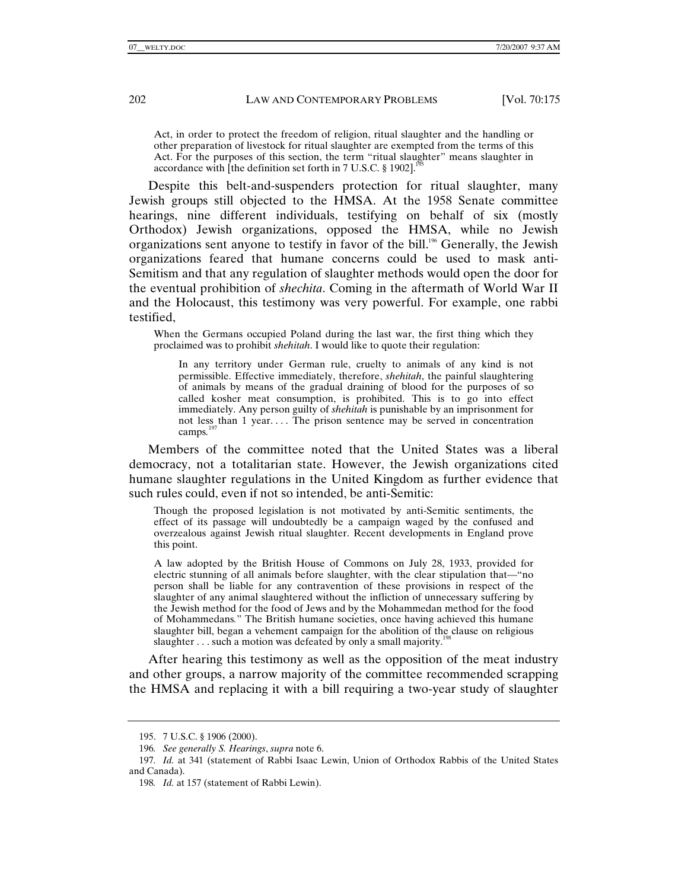> Act, in order to protect the freedom of religion, ritual slaughter and the handling or other preparation of livestock for ritual slaughter are exempted from the terms of this Act. For the purposes of this section, the term "ritual slaughter" means slaughter in accordance with [the definition set forth in 7 U.S.C. § 1902].[195]

Despite this belt-and-suspenders protection for ritual slaughter, many Jewish groups still objected to the HMSA. At the 1958 Senate committee hearings, nine different individuals, testifying on behalf of six (mostly Orthodox) Jewish organizations, opposed the HMSA, while no Jewish organizations sent anyone to testify in favor of the bill.[196] Generally, the Jewish organizations feared that humane concerns could be used to mask anti-Semitism and that any regulation of slaughter methods would open the door for the eventual prohibition of *shechita*. Coming in the aftermath of World War II and the Holocaust, this testimony was very powerful. For example, one rabbi testified,

> When the Germans occupied Poland during the last war, the first thing which they proclaimed was to prohibit *shehitah*. I would like to quote their regulation:
>
> > In any territory under German rule, cruelty to animals of any kind is not permissible. Effective immediately, therefore, *shehitah*, the painful slaughtering of animals by means of the gradual draining of blood for the purposes of so called kosher meat consumption, is prohibited. This is to go into effect immediately. Any person guilty of *shehitah* is punishable by an imprisonment for not less than 1 year. . . . The prison sentence may be served in concentration camps.[197]

Members of the committee noted that the United States was a liberal democracy, not a totalitarian state. However, the Jewish organizations cited humane slaughter regulations in the United Kingdom as further evidence that such rules could, even if not so intended, be anti-Semitic:

> Though the proposed legislation is not motivated by anti-Semitic sentiments, the effect of its passage will undoubtedly be a campaign waged by the confused and overzealous against Jewish ritual slaughter. Recent developments in England prove this point.
>
> A law adopted by the British House of Commons on July 28, 1933, provided for electric stunning of all animals before slaughter, with the clear stipulation that—"no person shall be liable for any contravention of these provisions in respect of the slaughter of any animal slaughtered without the infliction of unnecessary suffering by the Jewish method for the food of Jews and by the Mohammedan method for the food of Mohammedans." The British humane societies, once having achieved this humane slaughter bill, began a vehement campaign for the abolition of the clause on religious slaughter . . . such a motion was defeated by only a small majority.[198]

After hearing this testimony as well as the opposition of the meat industry and other groups, a narrow majority of the committee recommended scrapping the HMSA and replacing it with a bill requiring a two-year study of slaughter

---

195. 7 U.S.C. § 1906 (2000).

196. *See generally S. Hearings*, *supra* note 6.

197. *Id.* at 341 (statement of Rabbi Isaac Lewin, Union of Orthodox Rabbis of the United States and Canada).

198. *Id.* at 157 (statement of Rabbi Lewin).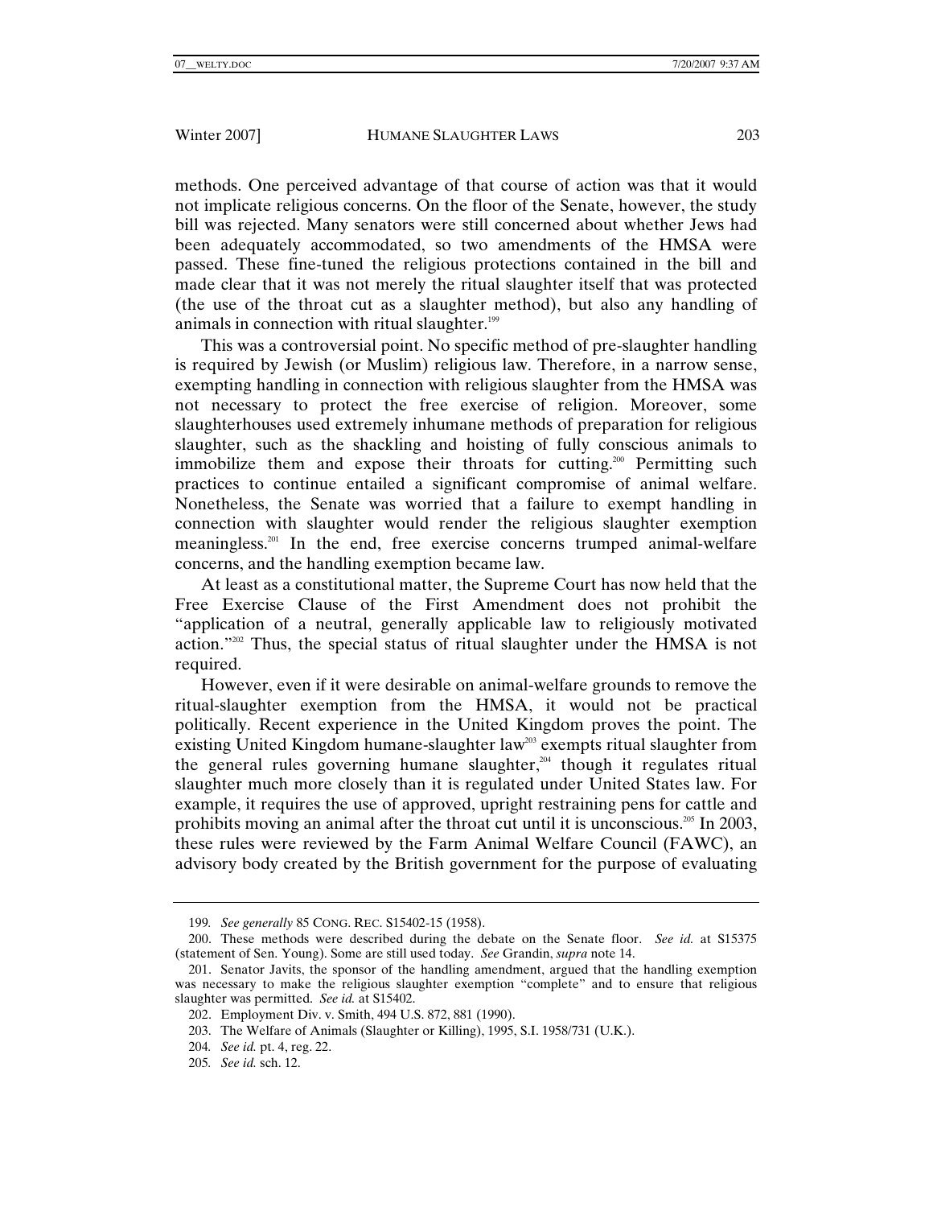methods. One perceived advantage of that course of action was that it would not implicate religious concerns. On the floor of the Senate, however, the study bill was rejected. Many senators were still concerned about whether Jews had been adequately accommodated, so two amendments of the HMSA were passed. These fine-tuned the religious protections contained in the bill and made clear that it was not merely the ritual slaughter itself that was protected (the use of the throat cut as a slaughter method), but also any handling of animals in connection with ritual slaughter.[199]

This was a controversial point. No specific method of pre-slaughter handling is required by Jewish (or Muslim) religious law. Therefore, in a narrow sense, exempting handling in connection with religious slaughter from the HMSA was not necessary to protect the free exercise of religion. Moreover, some slaughterhouses used extremely inhumane methods of preparation for religious slaughter, such as the shackling and hoisting of fully conscious animals to immobilize them and expose their throats for cutting.[200] Permitting such practices to continue entailed a significant compromise of animal welfare. Nonetheless, the Senate was worried that a failure to exempt handling in connection with slaughter would render the religious slaughter exemption meaningless.[201] In the end, free exercise concerns trumped animal-welfare concerns, and the handling exemption became law.

At least as a constitutional matter, the Supreme Court has now held that the Free Exercise Clause of the First Amendment does not prohibit the "application of a neutral, generally applicable law to religiously motivated action."[202] Thus, the special status of ritual slaughter under the HMSA is not required.

However, even if it were desirable on animal-welfare grounds to remove the ritual-slaughter exemption from the HMSA, it would not be practical politically. Recent experience in the United Kingdom proves the point. The existing United Kingdom humane-slaughter law[203] exempts ritual slaughter from the general rules governing humane slaughter,[204] though it regulates ritual slaughter much more closely than it is regulated under United States law. For example, it requires the use of approved, upright restraining pens for cattle and prohibits moving an animal after the throat cut until it is unconscious.[205] In 2003, these rules were reviewed by the Farm Animal Welfare Council (FAWC), an advisory body created by the British government for the purpose of evaluating

---

199. *See generally* 85 CONG. REC. S15402-15 (1958).

200. These methods were described during the debate on the Senate floor. *See id.* at S15375 (statement of Sen. Young). Some are still used today. *See* Grandin, *supra* note 14.

201. Senator Javits, the sponsor of the handling amendment, argued that the handling exemption was necessary to make the religious slaughter exemption "complete" and to ensure that religious slaughter was permitted. *See id.* at S15402.

202. Employment Div. v. Smith, 494 U.S. 872, 881 (1990).

203. The Welfare of Animals (Slaughter or Killing), 1995, S.I. 1958/731 (U.K.).

204. *See id.* pt. 4, reg. 22.

205. *See id.* sch. 12.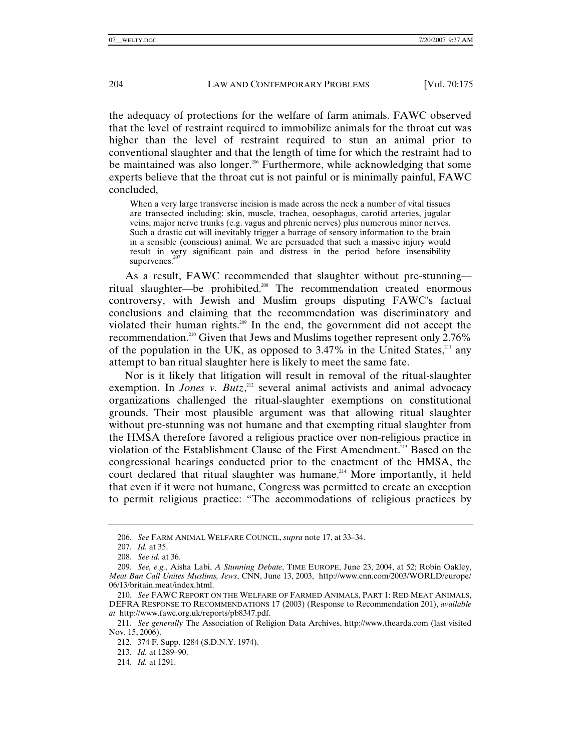the adequacy of protections for the welfare of farm animals. FAWC observed that the level of restraint required to immobilize animals for the throat cut was higher than the level of restraint required to stun an animal prior to conventional slaughter and that the length of time for which the restraint had to be maintained was also longer.[206] Furthermore, while acknowledging that some experts believe that the throat cut is not painful or is minimally painful, FAWC concluded,

> When a very large transverse incision is made across the neck a number of vital tissues are transected including: skin, muscle, trachea, oesophagus, carotid arteries, jugular veins, major nerve trunks (e.g. vagus and phrenic nerves) plus numerous minor nerves. Such a drastic cut will inevitably trigger a barrage of sensory information to the brain in a sensible (conscious) animal. We are persuaded that such a massive injury would result in very significant pain and distress in the period before insensibility supervenes.[207]

As a result, FAWC recommended that slaughter without pre-stunning—ritual slaughter—be prohibited.[208] The recommendation created enormous controversy, with Jewish and Muslim groups disputing FAWC's factual conclusions and claiming that the recommendation was discriminatory and violated their human rights.[209] In the end, the government did not accept the recommendation.[210] Given that Jews and Muslims together represent only 2.76% of the population in the UK, as opposed to 3.47% in the United States,[211] any attempt to ban ritual slaughter here is likely to meet the same fate.

Nor is it likely that litigation will result in removal of the ritual-slaughter exemption. In *Jones v. Butz*,[212] several animal activists and animal advocacy organizations challenged the ritual-slaughter exemptions on constitutional grounds. Their most plausible argument was that allowing ritual slaughter without pre-stunning was not humane and that exempting ritual slaughter from the HMSA therefore favored a religious practice over non-religious practice in violation of the Establishment Clause of the First Amendment.[213] Based on the congressional hearings conducted prior to the enactment of the HMSA, the court declared that ritual slaughter was humane.[214] More importantly, it held that even if it were not humane, Congress was permitted to create an exception to permit religious practice: "The accommodations of religious practices by

---

206. *See* FARM ANIMAL WELFARE COUNCIL, *supra* note 17, at 33–34.

207. *Id.* at 35.

208. *See id.* at 36.

209. *See, e.g.*, Aisha Labi, *A Stunning Debate*, TIME EUROPE, June 23, 2004, at 52; Robin Oakley, *Meat Ban Call Unites Muslims, Jews*, CNN, June 13, 2003, http://www.cnn.com/2003/WORLD/europe/06/13/britain.meat/index.html.

210. *See* FAWC REPORT ON THE WELFARE OF FARMED ANIMALS, PART 1: RED MEAT ANIMALS, DEFRA RESPONSE TO RECOMMENDATIONS 17 (2003) (Response to Recommendation 201), *available at* http://www.fawc.org.uk/reports/pb8347.pdf.

211. *See generally* The Association of Religion Data Archives, http://www.thearda.com (last visited Nov. 15, 2006).

212. 374 F. Supp. 1284 (S.D.N.Y. 1974).

213. *Id.* at 1289–90.

214. *Id.* at 1291.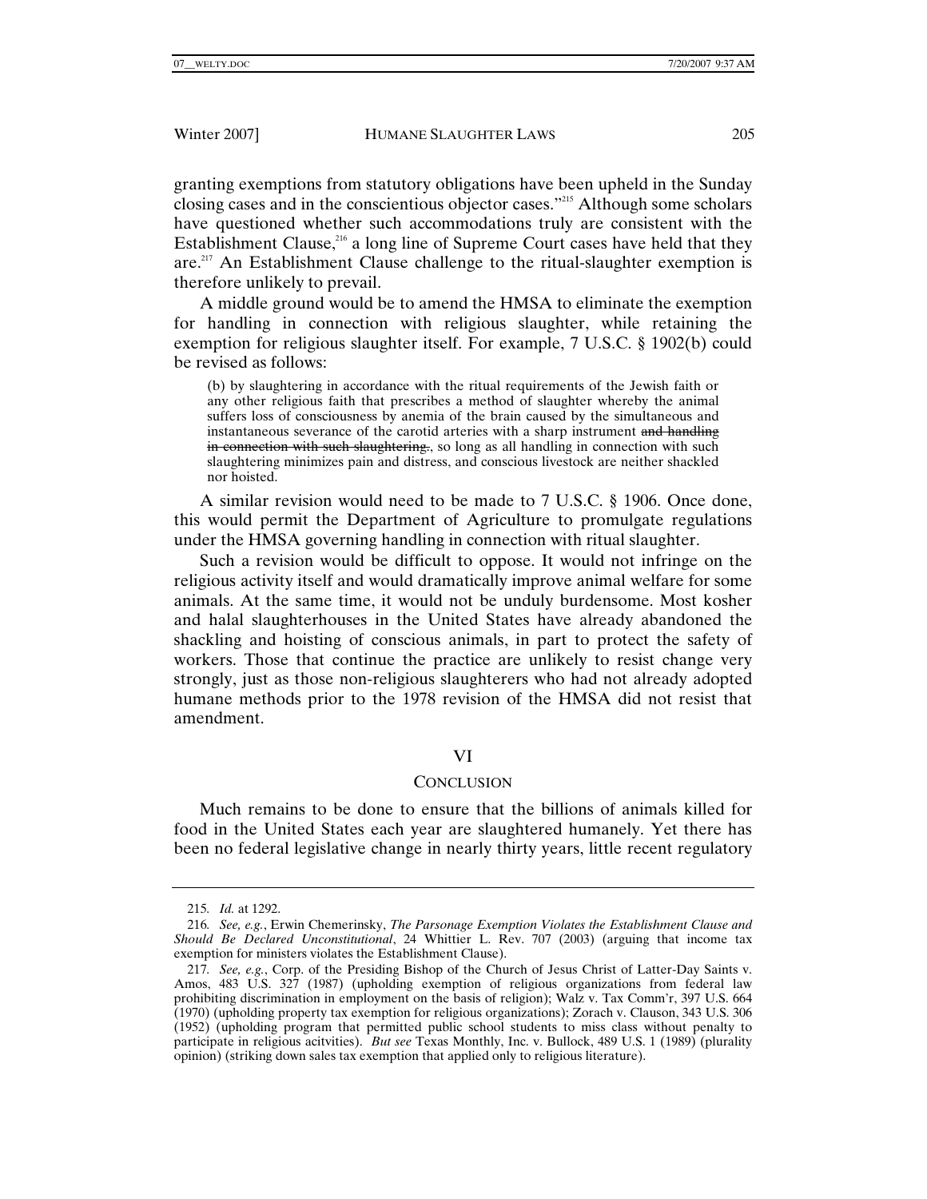granting exemptions from statutory obligations have been upheld in the Sunday closing cases and in the conscientious objector cases."[215] Although some scholars have questioned whether such accommodations truly are consistent with the Establishment Clause,[216] a long line of Supreme Court cases have held that they are.[217] An Establishment Clause challenge to the ritual-slaughter exemption is therefore unlikely to prevail.

A middle ground would be to amend the HMSA to eliminate the exemption for handling in connection with religious slaughter, while retaining the exemption for religious slaughter itself. For example, 7 U.S.C. § 1902(b) could be revised as follows:

> (b) by slaughtering in accordance with the ritual requirements of the Jewish faith or any other religious faith that prescribes a method of slaughter whereby the animal suffers loss of consciousness by anemia of the brain caused by the simultaneous and instantaneous severance of the carotid arteries with a sharp instrument ~~and handling in connection with such slaughtering.~~, so long as all handling in connection with such slaughtering minimizes pain and distress, and conscious livestock are neither shackled nor hoisted.

A similar revision would need to be made to 7 U.S.C. § 1906. Once done, this would permit the Department of Agriculture to promulgate regulations under the HMSA governing handling in connection with ritual slaughter.

Such a revision would be difficult to oppose. It would not infringe on the religious activity itself and would dramatically improve animal welfare for some animals. At the same time, it would not be unduly burdensome. Most kosher and halal slaughterhouses in the United States have already abandoned the shackling and hoisting of conscious animals, in part to protect the safety of workers. Those that continue the practice are unlikely to resist change very strongly, just as those non-religious slaughterers who had not already adopted humane methods prior to the 1978 revision of the HMSA did not resist that amendment.

## VI

## CONCLUSION

Much remains to be done to ensure that the billions of animals killed for food in the United States each year are slaughtered humanely. Yet there has been no federal legislative change in nearly thirty years, little recent regulatory

---

215. *Id.* at 1292.

216. *See, e.g.*, Erwin Chemerinsky, *The Parsonage Exemption Violates the Establishment Clause and Should Be Declared Unconstitutional*, 24 Whittier L. Rev. 707 (2003) (arguing that income tax exemption for ministers violates the Establishment Clause).

217. *See, e.g.*, Corp. of the Presiding Bishop of the Church of Jesus Christ of Latter-Day Saints v. Amos, 483 U.S. 327 (1987) (upholding exemption of religious organizations from federal law prohibiting discrimination in employment on the basis of religion); Walz v. Tax Comm'r, 397 U.S. 664 (1970) (upholding property tax exemption for religious organizations); Zorach v. Clauson, 343 U.S. 306 (1952) (upholding program that permitted public school students to miss class without penalty to participate in religious acitvities). *But see* Texas Monthly, Inc. v. Bullock, 489 U.S. 1 (1989) (plurality opinion) (striking down sales tax exemption that applied only to religious literature).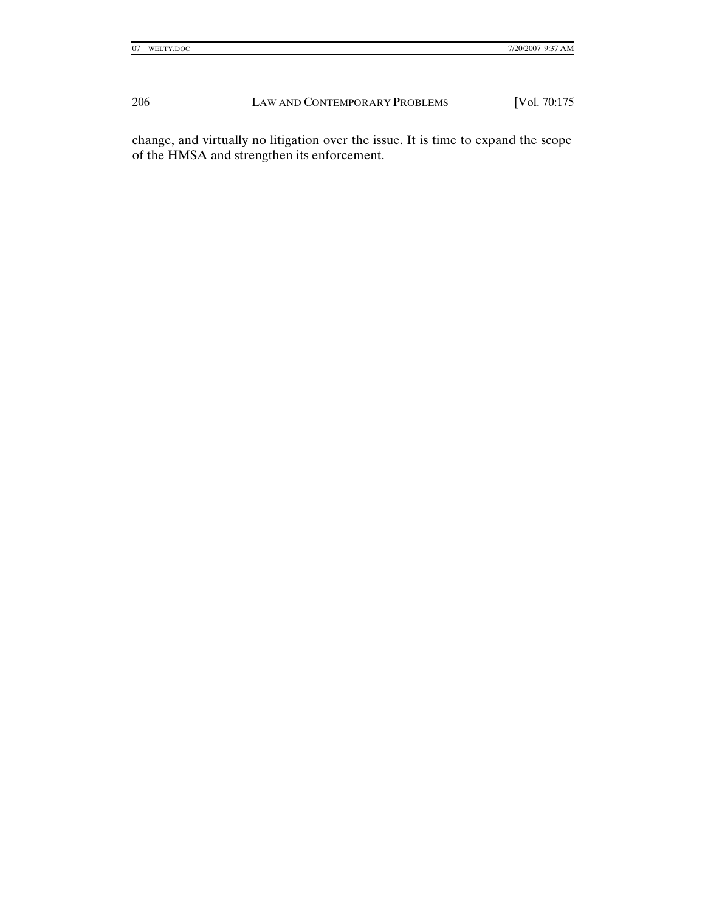change, and virtually no litigation over the issue. It is time to expand the scope of the HMSA and strengthen its enforcement.